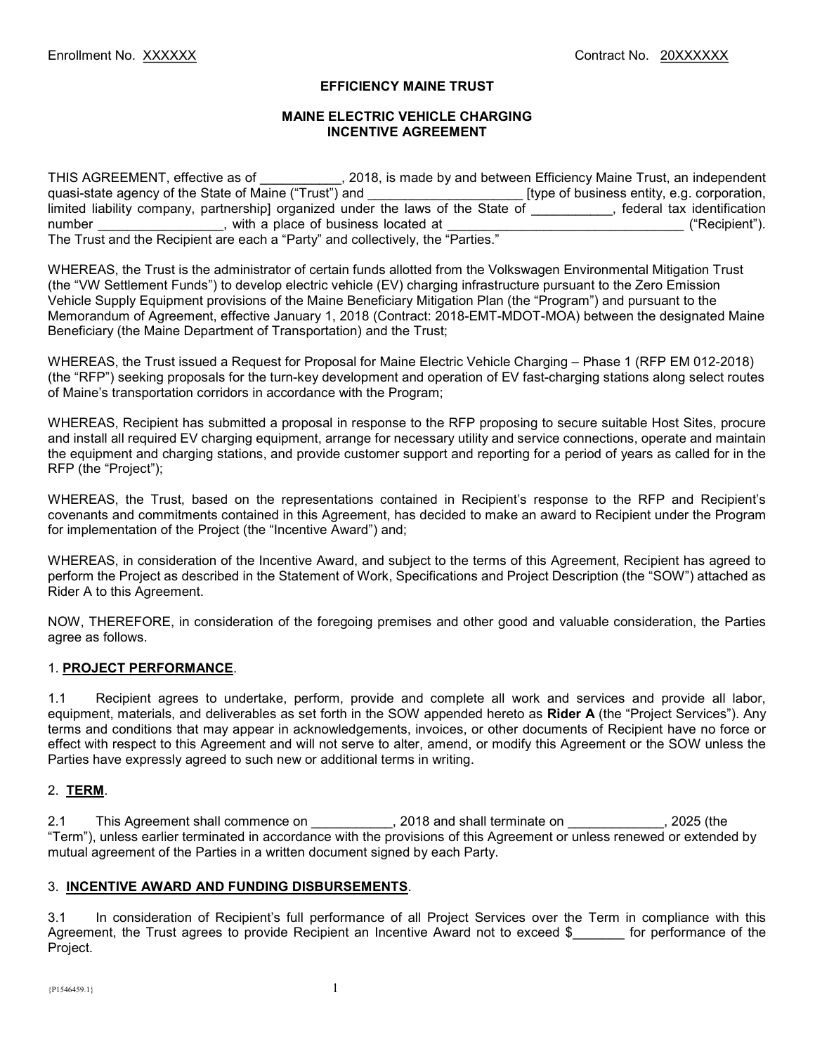Enrollment No. XXXXXX Contract No. 20XXXXXX

# EFFICIENCY MAINE TRUST

## MAINE ELECTRIC VEHICLE CHARGING INCENTIVE AGREEMENT

THIS AGREEMENT, effective as of ___________, 2018, is made by and between Efficiency Maine Trust, an independent quasi-state agency of the State of Maine ("Trust") and ____________________ [type of business entity, e.g. corporation, limited liability company, partnership] organized under the laws of the State of ___________, federal tax identification number _________________, with a place of business located at ________________________________ ("Recipient"). The Trust and the Recipient are each a "Party" and collectively, the "Parties."

WHEREAS, the Trust is the administrator of certain funds allotted from the Volkswagen Environmental Mitigation Trust (the "VW Settlement Funds") to develop electric vehicle (EV) charging infrastructure pursuant to the Zero Emission Vehicle Supply Equipment provisions of the Maine Beneficiary Mitigation Plan (the "Program") and pursuant to the Memorandum of Agreement, effective January 1, 2018 (Contract: 2018-EMT-MDOT-MOA) between the designated Maine Beneficiary (the Maine Department of Transportation) and the Trust;

WHEREAS, the Trust issued a Request for Proposal for Maine Electric Vehicle Charging – Phase 1 (RFP EM 012-2018) (the "RFP") seeking proposals for the turn-key development and operation of EV fast-charging stations along select routes of Maine's transportation corridors in accordance with the Program;

WHEREAS, Recipient has submitted a proposal in response to the RFP proposing to secure suitable Host Sites, procure and install all required EV charging equipment, arrange for necessary utility and service connections, operate and maintain the equipment and charging stations, and provide customer support and reporting for a period of years as called for in the RFP (the "Project");

WHEREAS, the Trust, based on the representations contained in Recipient's response to the RFP and Recipient's covenants and commitments contained in this Agreement, has decided to make an award to Recipient under the Program for implementation of the Project (the "Incentive Award") and;

WHEREAS, in consideration of the Incentive Award, and subject to the terms of this Agreement, Recipient has agreed to perform the Project as described in the Statement of Work, Specifications and Project Description (the "SOW") attached as Rider A to this Agreement.

NOW, THEREFORE, in consideration of the foregoing premises and other good and valuable consideration, the Parties agree as follows.

### 1. PROJECT PERFORMANCE.

1.1 Recipient agrees to undertake, perform, provide and complete all work and services and provide all labor, equipment, materials, and deliverables as set forth in the SOW appended hereto as **Rider A** (the "Project Services"). Any terms and conditions that may appear in acknowledgements, invoices, or other documents of Recipient have no force or effect with respect to this Agreement and will not serve to alter, amend, or modify this Agreement or the SOW unless the Parties have expressly agreed to such new or additional terms in writing.

### 2. TERM.

2.1 This Agreement shall commence on ___________, 2018 and shall terminate on _____________, 2025 (the "Term"), unless earlier terminated in accordance with the provisions of this Agreement or unless renewed or extended by mutual agreement of the Parties in a written document signed by each Party.

### 3. INCENTIVE AWARD AND FUNDING DISBURSEMENTS.

3.1 In consideration of Recipient's full performance of all Project Services over the Term in compliance with this Agreement, the Trust agrees to provide Recipient an Incentive Award not to exceed $_______ for performance of the Project.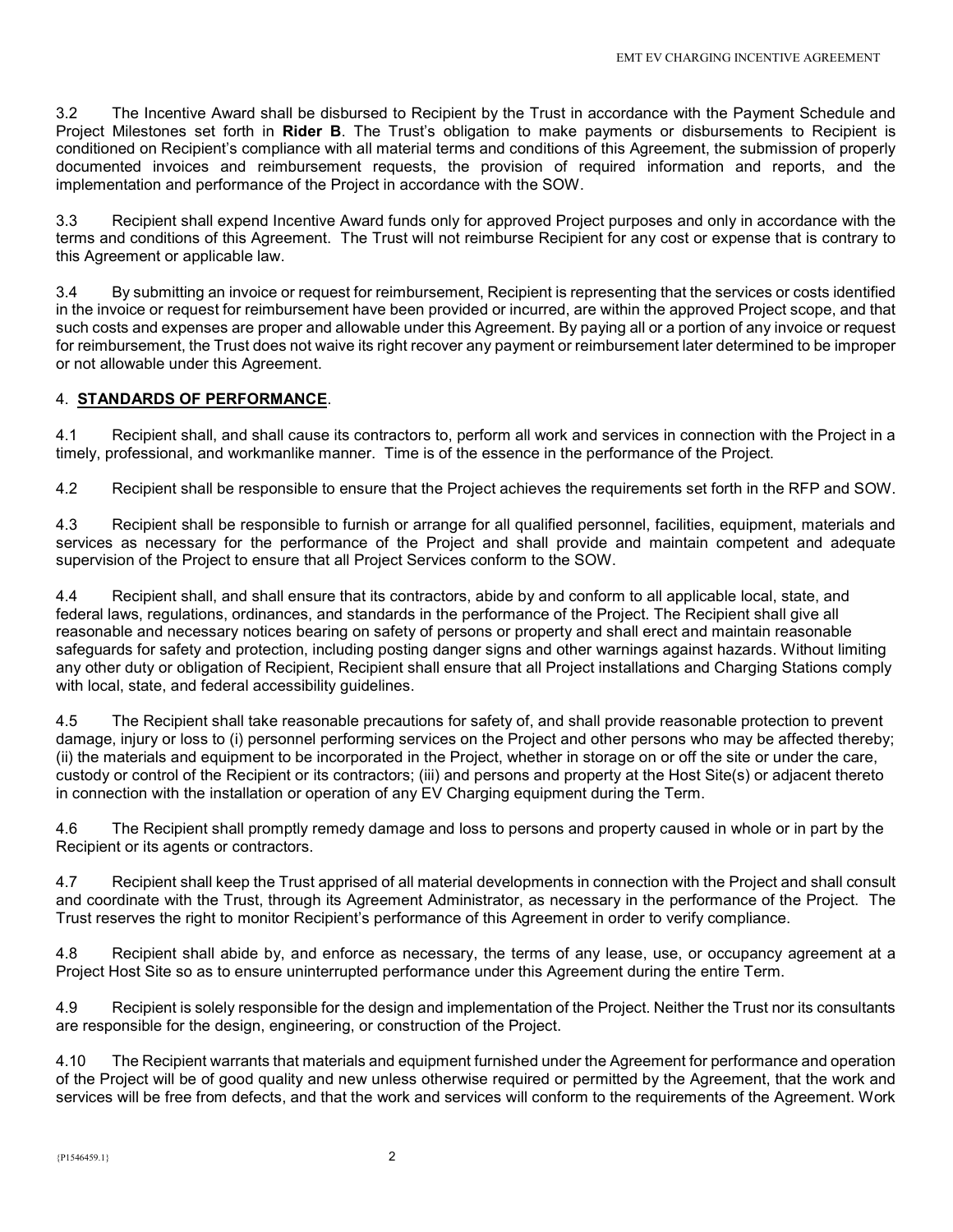3.2 The Incentive Award shall be disbursed to Recipient by the Trust in accordance with the Payment Schedule and Project Milestones set forth in **Rider B**. The Trust's obligation to make payments or disbursements to Recipient is conditioned on Recipient's compliance with all material terms and conditions of this Agreement, the submission of properly documented invoices and reimbursement requests, the provision of required information and reports, and the implementation and performance of the Project in accordance with the SOW.

3.3 Recipient shall expend Incentive Award funds only for approved Project purposes and only in accordance with the terms and conditions of this Agreement. The Trust will not reimburse Recipient for any cost or expense that is contrary to this Agreement or applicable law.

3.4 By submitting an invoice or request for reimbursement, Recipient is representing that the services or costs identified in the invoice or request for reimbursement have been provided or incurred, are within the approved Project scope, and that such costs and expenses are proper and allowable under this Agreement. By paying all or a portion of any invoice or request for reimbursement, the Trust does not waive its right recover any payment or reimbursement later determined to be improper or not allowable under this Agreement.

## 4. **STANDARDS OF PERFORMANCE**.

4.1 Recipient shall, and shall cause its contractors to, perform all work and services in connection with the Project in a timely, professional, and workmanlike manner. Time is of the essence in the performance of the Project.

4.2 Recipient shall be responsible to ensure that the Project achieves the requirements set forth in the RFP and SOW.

4.3 Recipient shall be responsible to furnish or arrange for all qualified personnel, facilities, equipment, materials and services as necessary for the performance of the Project and shall provide and maintain competent and adequate supervision of the Project to ensure that all Project Services conform to the SOW.

4.4 Recipient shall, and shall ensure that its contractors, abide by and conform to all applicable local, state, and federal laws, regulations, ordinances, and standards in the performance of the Project. The Recipient shall give all reasonable and necessary notices bearing on safety of persons or property and shall erect and maintain reasonable safeguards for safety and protection, including posting danger signs and other warnings against hazards. Without limiting any other duty or obligation of Recipient, Recipient shall ensure that all Project installations and Charging Stations comply with local, state, and federal accessibility guidelines.

4.5 The Recipient shall take reasonable precautions for safety of, and shall provide reasonable protection to prevent damage, injury or loss to (i) personnel performing services on the Project and other persons who may be affected thereby; (ii) the materials and equipment to be incorporated in the Project, whether in storage on or off the site or under the care, custody or control of the Recipient or its contractors; (iii) and persons and property at the Host Site(s) or adjacent thereto in connection with the installation or operation of any EV Charging equipment during the Term.

4.6 The Recipient shall promptly remedy damage and loss to persons and property caused in whole or in part by the Recipient or its agents or contractors.

4.7 Recipient shall keep the Trust apprised of all material developments in connection with the Project and shall consult and coordinate with the Trust, through its Agreement Administrator, as necessary in the performance of the Project. The Trust reserves the right to monitor Recipient's performance of this Agreement in order to verify compliance.

4.8 Recipient shall abide by, and enforce as necessary, the terms of any lease, use, or occupancy agreement at a Project Host Site so as to ensure uninterrupted performance under this Agreement during the entire Term.

4.9 Recipient is solely responsible for the design and implementation of the Project. Neither the Trust nor its consultants are responsible for the design, engineering, or construction of the Project.

4.10 The Recipient warrants that materials and equipment furnished under the Agreement for performance and operation of the Project will be of good quality and new unless otherwise required or permitted by the Agreement, that the work and services will be free from defects, and that the work and services will conform to the requirements of the Agreement. Work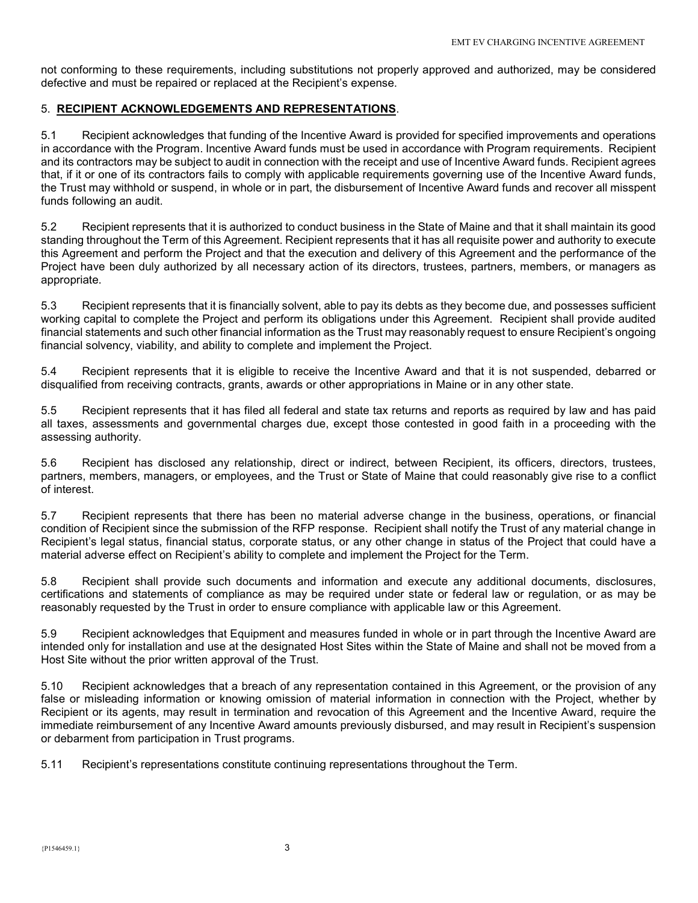not conforming to these requirements, including substitutions not properly approved and authorized, may be considered defective and must be repaired or replaced at the Recipient's expense.

## 5. **RECIPIENT ACKNOWLEDGEMENTS AND REPRESENTATIONS**.

5.1 Recipient acknowledges that funding of the Incentive Award is provided for specified improvements and operations in accordance with the Program. Incentive Award funds must be used in accordance with Program requirements. Recipient and its contractors may be subject to audit in connection with the receipt and use of Incentive Award funds. Recipient agrees that, if it or one of its contractors fails to comply with applicable requirements governing use of the Incentive Award funds, the Trust may withhold or suspend, in whole or in part, the disbursement of Incentive Award funds and recover all misspent funds following an audit.

5.2 Recipient represents that it is authorized to conduct business in the State of Maine and that it shall maintain its good standing throughout the Term of this Agreement. Recipient represents that it has all requisite power and authority to execute this Agreement and perform the Project and that the execution and delivery of this Agreement and the performance of the Project have been duly authorized by all necessary action of its directors, trustees, partners, members, or managers as appropriate.

5.3 Recipient represents that it is financially solvent, able to pay its debts as they become due, and possesses sufficient working capital to complete the Project and perform its obligations under this Agreement. Recipient shall provide audited financial statements and such other financial information as the Trust may reasonably request to ensure Recipient's ongoing financial solvency, viability, and ability to complete and implement the Project.

5.4 Recipient represents that it is eligible to receive the Incentive Award and that it is not suspended, debarred or disqualified from receiving contracts, grants, awards or other appropriations in Maine or in any other state.

5.5 Recipient represents that it has filed all federal and state tax returns and reports as required by law and has paid all taxes, assessments and governmental charges due, except those contested in good faith in a proceeding with the assessing authority.

5.6 Recipient has disclosed any relationship, direct or indirect, between Recipient, its officers, directors, trustees, partners, members, managers, or employees, and the Trust or State of Maine that could reasonably give rise to a conflict of interest.

5.7 Recipient represents that there has been no material adverse change in the business, operations, or financial condition of Recipient since the submission of the RFP response. Recipient shall notify the Trust of any material change in Recipient's legal status, financial status, corporate status, or any other change in status of the Project that could have a material adverse effect on Recipient's ability to complete and implement the Project for the Term.

5.8 Recipient shall provide such documents and information and execute any additional documents, disclosures, certifications and statements of compliance as may be required under state or federal law or regulation, or as may be reasonably requested by the Trust in order to ensure compliance with applicable law or this Agreement.

5.9 Recipient acknowledges that Equipment and measures funded in whole or in part through the Incentive Award are intended only for installation and use at the designated Host Sites within the State of Maine and shall not be moved from a Host Site without the prior written approval of the Trust.

5.10 Recipient acknowledges that a breach of any representation contained in this Agreement, or the provision of any false or misleading information or knowing omission of material information in connection with the Project, whether by Recipient or its agents, may result in termination and revocation of this Agreement and the Incentive Award, require the immediate reimbursement of any Incentive Award amounts previously disbursed, and may result in Recipient's suspension or debarment from participation in Trust programs.

5.11 Recipient's representations constitute continuing representations throughout the Term.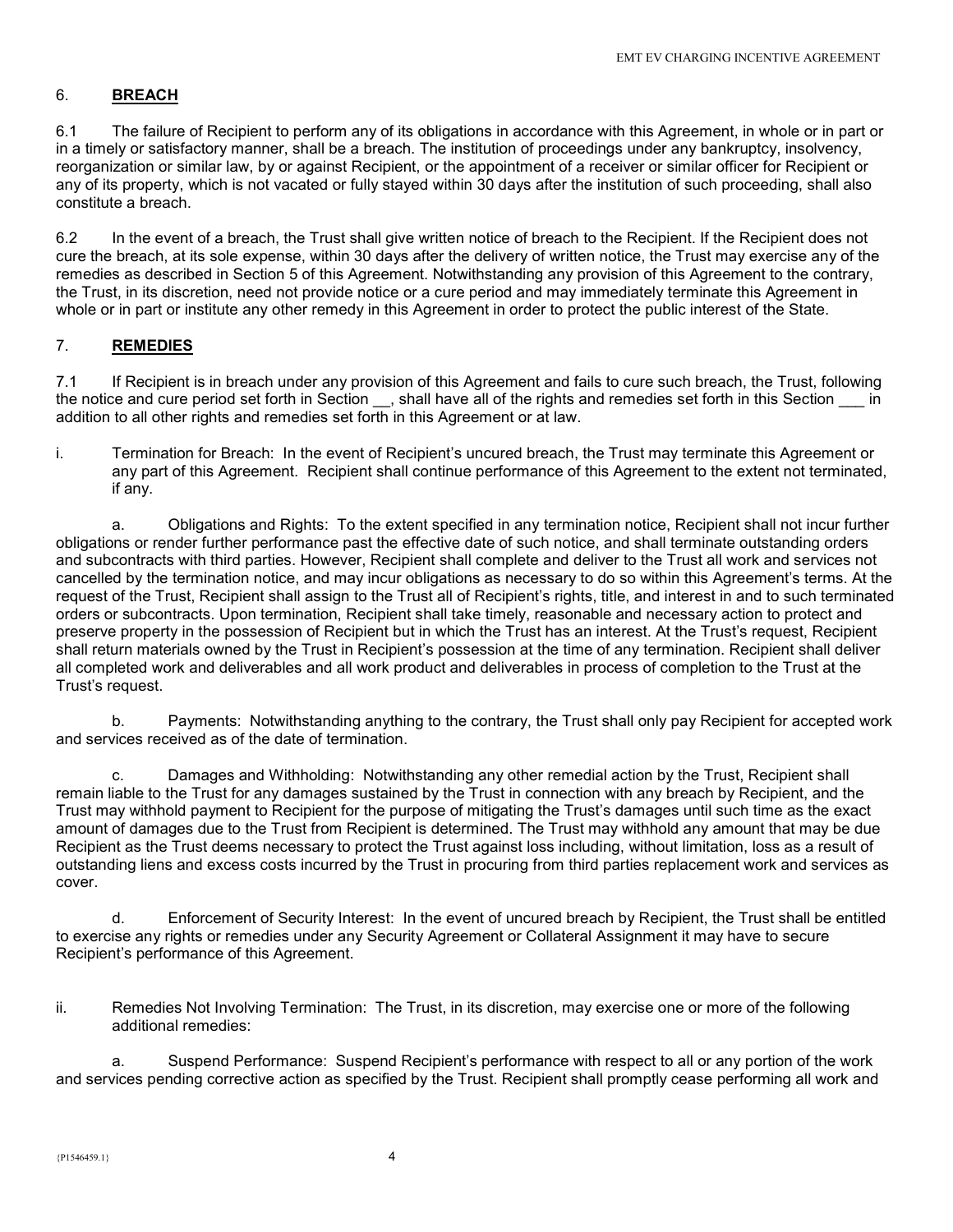## 6. **BREACH**

6.1 The failure of Recipient to perform any of its obligations in accordance with this Agreement, in whole or in part or in a timely or satisfactory manner, shall be a breach. The institution of proceedings under any bankruptcy, insolvency, reorganization or similar law, by or against Recipient, or the appointment of a receiver or similar officer for Recipient or any of its property, which is not vacated or fully stayed within 30 days after the institution of such proceeding, shall also constitute a breach.

6.2 In the event of a breach, the Trust shall give written notice of breach to the Recipient. If the Recipient does not cure the breach, at its sole expense, within 30 days after the delivery of written notice, the Trust may exercise any of the remedies as described in Section 5 of this Agreement. Notwithstanding any provision of this Agreement to the contrary, the Trust, in its discretion, need not provide notice or a cure period and may immediately terminate this Agreement in whole or in part or institute any other remedy in this Agreement in order to protect the public interest of the State.

## 7. **REMEDIES**

7.1 If Recipient is in breach under any provision of this Agreement and fails to cure such breach, the Trust, following the notice and cure period set forth in Section __, shall have all of the rights and remedies set forth in this Section ___ in addition to all other rights and remedies set forth in this Agreement or at law.

i. Termination for Breach: In the event of Recipient's uncured breach, the Trust may terminate this Agreement or any part of this Agreement. Recipient shall continue performance of this Agreement to the extent not terminated, if any.

a. Obligations and Rights: To the extent specified in any termination notice, Recipient shall not incur further obligations or render further performance past the effective date of such notice, and shall terminate outstanding orders and subcontracts with third parties. However, Recipient shall complete and deliver to the Trust all work and services not cancelled by the termination notice, and may incur obligations as necessary to do so within this Agreement's terms. At the request of the Trust, Recipient shall assign to the Trust all of Recipient's rights, title, and interest in and to such terminated orders or subcontracts. Upon termination, Recipient shall take timely, reasonable and necessary action to protect and preserve property in the possession of Recipient but in which the Trust has an interest. At the Trust's request, Recipient shall return materials owned by the Trust in Recipient's possession at the time of any termination. Recipient shall deliver all completed work and deliverables and all work product and deliverables in process of completion to the Trust at the Trust's request.

b. Payments: Notwithstanding anything to the contrary, the Trust shall only pay Recipient for accepted work and services received as of the date of termination.

c. Damages and Withholding: Notwithstanding any other remedial action by the Trust, Recipient shall remain liable to the Trust for any damages sustained by the Trust in connection with any breach by Recipient, and the Trust may withhold payment to Recipient for the purpose of mitigating the Trust's damages until such time as the exact amount of damages due to the Trust from Recipient is determined. The Trust may withhold any amount that may be due Recipient as the Trust deems necessary to protect the Trust against loss including, without limitation, loss as a result of outstanding liens and excess costs incurred by the Trust in procuring from third parties replacement work and services as cover.

d. Enforcement of Security Interest: In the event of uncured breach by Recipient, the Trust shall be entitled to exercise any rights or remedies under any Security Agreement or Collateral Assignment it may have to secure Recipient's performance of this Agreement.

ii. Remedies Not Involving Termination: The Trust, in its discretion, may exercise one or more of the following additional remedies:

a. Suspend Performance: Suspend Recipient's performance with respect to all or any portion of the work and services pending corrective action as specified by the Trust. Recipient shall promptly cease performing all work and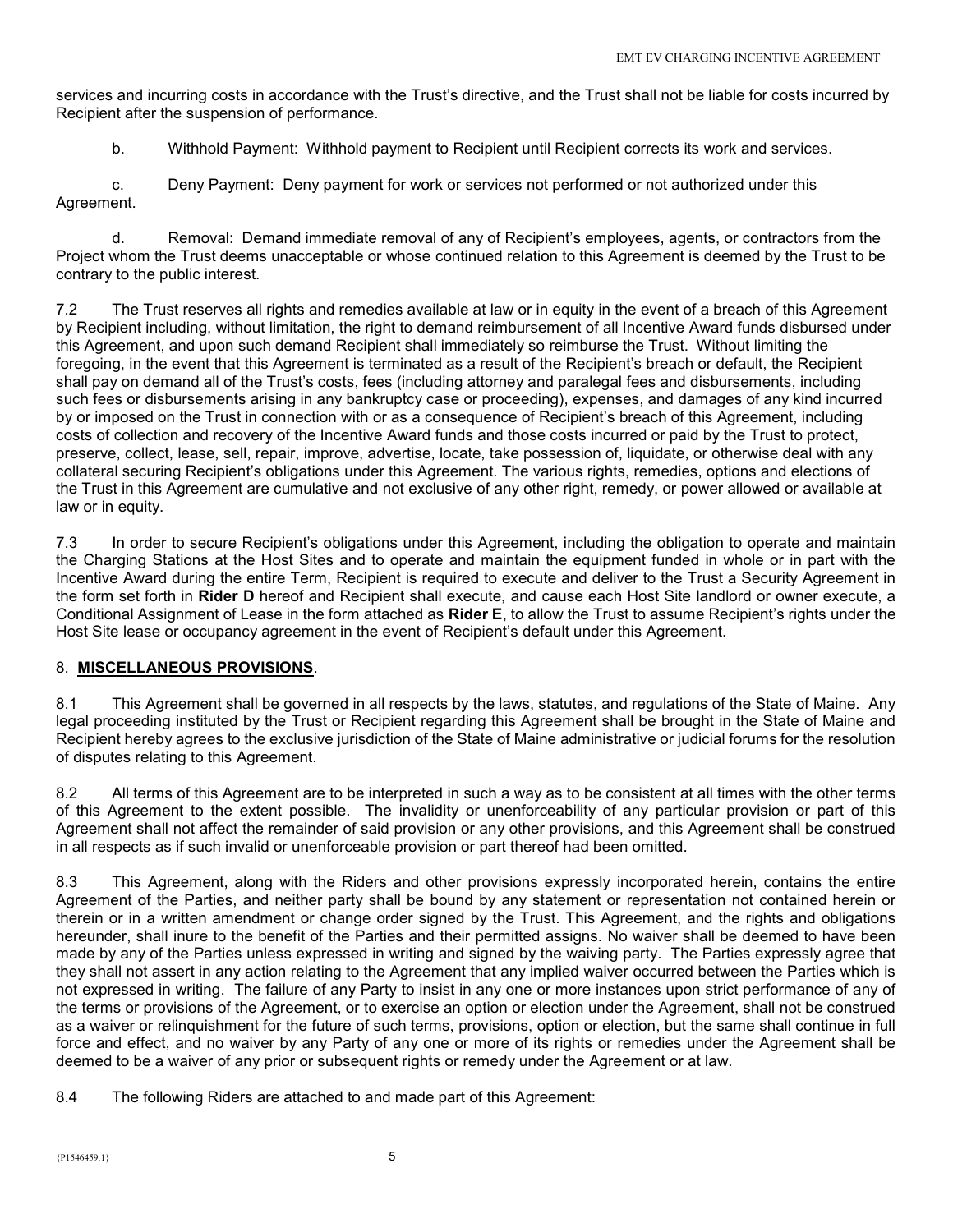services and incurring costs in accordance with the Trust's directive, and the Trust shall not be liable for costs incurred by Recipient after the suspension of performance.

b. Withhold Payment: Withhold payment to Recipient until Recipient corrects its work and services.

c. Deny Payment: Deny payment for work or services not performed or not authorized under this Agreement.

d. Removal: Demand immediate removal of any of Recipient's employees, agents, or contractors from the Project whom the Trust deems unacceptable or whose continued relation to this Agreement is deemed by the Trust to be contrary to the public interest.

7.2 The Trust reserves all rights and remedies available at law or in equity in the event of a breach of this Agreement by Recipient including, without limitation, the right to demand reimbursement of all Incentive Award funds disbursed under this Agreement, and upon such demand Recipient shall immediately so reimburse the Trust. Without limiting the foregoing, in the event that this Agreement is terminated as a result of the Recipient's breach or default, the Recipient shall pay on demand all of the Trust's costs, fees (including attorney and paralegal fees and disbursements, including such fees or disbursements arising in any bankruptcy case or proceeding), expenses, and damages of any kind incurred by or imposed on the Trust in connection with or as a consequence of Recipient's breach of this Agreement, including costs of collection and recovery of the Incentive Award funds and those costs incurred or paid by the Trust to protect, preserve, collect, lease, sell, repair, improve, advertise, locate, take possession of, liquidate, or otherwise deal with any collateral securing Recipient's obligations under this Agreement. The various rights, remedies, options and elections of the Trust in this Agreement are cumulative and not exclusive of any other right, remedy, or power allowed or available at law or in equity.

7.3 In order to secure Recipient's obligations under this Agreement, including the obligation to operate and maintain the Charging Stations at the Host Sites and to operate and maintain the equipment funded in whole or in part with the Incentive Award during the entire Term, Recipient is required to execute and deliver to the Trust a Security Agreement in the form set forth in **Rider D** hereof and Recipient shall execute, and cause each Host Site landlord or owner execute, a Conditional Assignment of Lease in the form attached as **Rider E**, to allow the Trust to assume Recipient's rights under the Host Site lease or occupancy agreement in the event of Recipient's default under this Agreement.

## 8. **MISCELLANEOUS PROVISIONS**.

8.1 This Agreement shall be governed in all respects by the laws, statutes, and regulations of the State of Maine. Any legal proceeding instituted by the Trust or Recipient regarding this Agreement shall be brought in the State of Maine and Recipient hereby agrees to the exclusive jurisdiction of the State of Maine administrative or judicial forums for the resolution of disputes relating to this Agreement.

8.2 All terms of this Agreement are to be interpreted in such a way as to be consistent at all times with the other terms of this Agreement to the extent possible. The invalidity or unenforceability of any particular provision or part of this Agreement shall not affect the remainder of said provision or any other provisions, and this Agreement shall be construed in all respects as if such invalid or unenforceable provision or part thereof had been omitted.

8.3 This Agreement, along with the Riders and other provisions expressly incorporated herein, contains the entire Agreement of the Parties, and neither party shall be bound by any statement or representation not contained herein or therein or in a written amendment or change order signed by the Trust. This Agreement, and the rights and obligations hereunder, shall inure to the benefit of the Parties and their permitted assigns. No waiver shall be deemed to have been made by any of the Parties unless expressed in writing and signed by the waiving party. The Parties expressly agree that they shall not assert in any action relating to the Agreement that any implied waiver occurred between the Parties which is not expressed in writing. The failure of any Party to insist in any one or more instances upon strict performance of any of the terms or provisions of the Agreement, or to exercise an option or election under the Agreement, shall not be construed as a waiver or relinquishment for the future of such terms, provisions, option or election, but the same shall continue in full force and effect, and no waiver by any Party of any one or more of its rights or remedies under the Agreement shall be deemed to be a waiver of any prior or subsequent rights or remedy under the Agreement or at law.

8.4 The following Riders are attached to and made part of this Agreement: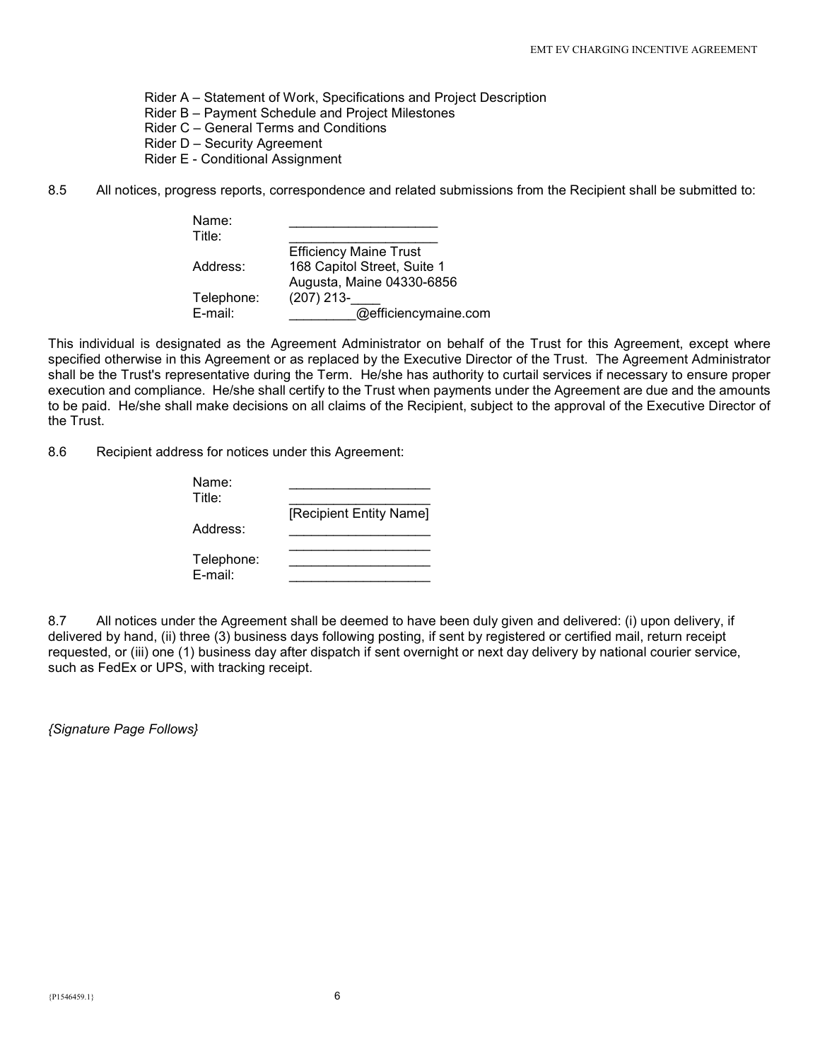Rider A – Statement of Work, Specifications and Project Description
Rider B – Payment Schedule and Project Milestones
Rider C – General Terms and Conditions
Rider D – Security Agreement
Rider E - Conditional Assignment

8.5 All notices, progress reports, correspondence and related submissions from the Recipient shall be submitted to:

| | |
|---|---|
| Name: | ____________________ |
| Title: | ____________________ |
| | Efficiency Maine Trust |
| Address: | 168 Capitol Street, Suite 1 |
| | Augusta, Maine 04330-6856 |
| Telephone: | (207) 213-____ |
| E-mail: | _________@efficiencymaine.com |

This individual is designated as the Agreement Administrator on behalf of the Trust for this Agreement, except where specified otherwise in this Agreement or as replaced by the Executive Director of the Trust. The Agreement Administrator shall be the Trust's representative during the Term. He/she has authority to curtail services if necessary to ensure proper execution and compliance. He/she shall certify to the Trust when payments under the Agreement are due and the amounts to be paid. He/she shall make decisions on all claims of the Recipient, subject to the approval of the Executive Director of the Trust.

8.6 Recipient address for notices under this Agreement:

| | |
|---|---|
| Name: | ___________________ |
| Title: | ___________________ |
| | [Recipient Entity Name] |
| Address: | ___________________ |
| | ___________________ |
| Telephone: | ___________________ |
| E-mail: | ___________________ |

8.7 All notices under the Agreement shall be deemed to have been duly given and delivered: (i) upon delivery, if delivered by hand, (ii) three (3) business days following posting, if sent by registered or certified mail, return receipt requested, or (iii) one (1) business day after dispatch if sent overnight or next day delivery by national courier service, such as FedEx or UPS, with tracking receipt.

*{Signature Page Follows}*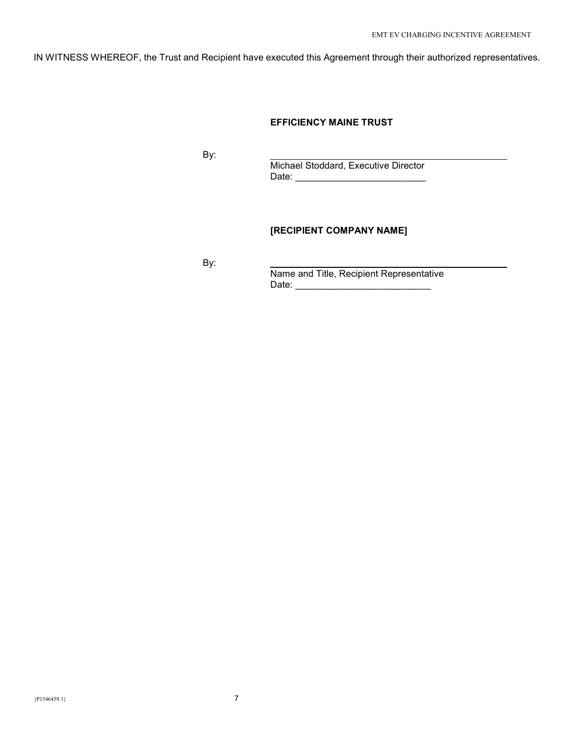IN WITNESS WHEREOF, the Trust and Recipient have executed this Agreement through their authorized representatives.

**EFFICIENCY MAINE TRUST**

By: \_\_\_\_\_\_\_\_\_\_\_\_\_\_\_\_\_\_\_\_\_\_\_\_\_\_\_\_\_\_\_\_\_\_\_\_\_\_\_\_\_\_\_\_\_\_\_\_\_\_

Michael Stoddard, Executive Director

Date: \_\_\_\_\_\_\_\_\_\_\_\_\_\_\_\_\_\_\_\_\_\_\_\_\_\_\_

**[RECIPIENT COMPANY NAME]**

By: \_\_\_\_\_\_\_\_\_\_\_\_\_\_\_\_\_\_\_\_\_\_\_\_\_\_\_\_\_\_\_\_\_\_\_\_\_\_\_\_\_\_\_\_\_\_\_\_\_\_

Name and Title, Recipient Representative

Date: \_\_\_\_\_\_\_\_\_\_\_\_\_\_\_\_\_\_\_\_\_\_\_\_\_\_\_\_

{P1546459.1}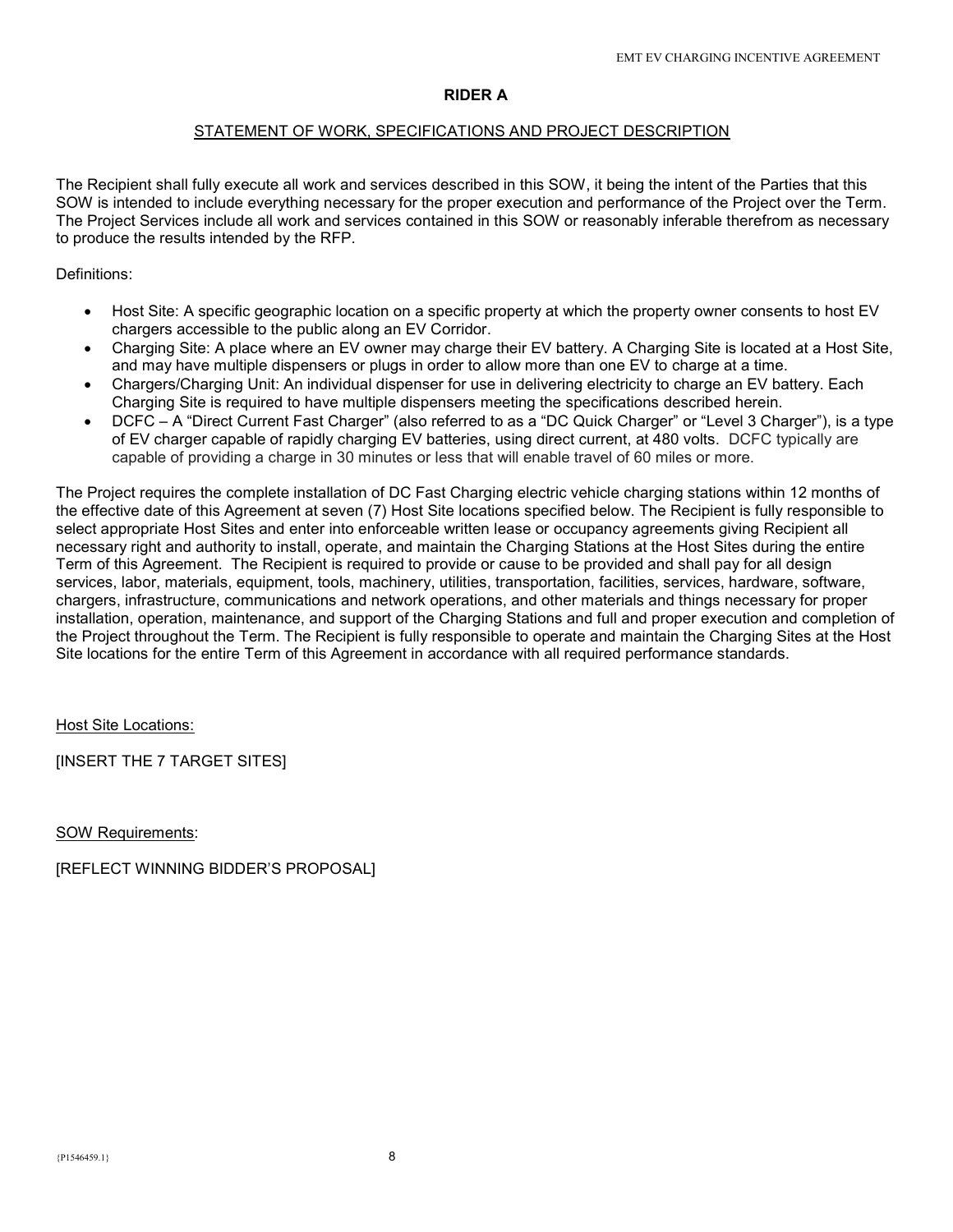**RIDER A**

STATEMENT OF WORK, SPECIFICATIONS AND PROJECT DESCRIPTION

The Recipient shall fully execute all work and services described in this SOW, it being the intent of the Parties that this SOW is intended to include everything necessary for the proper execution and performance of the Project over the Term. The Project Services include all work and services contained in this SOW or reasonably inferable therefrom as necessary to produce the results intended by the RFP.

Definitions:

- Host Site: A specific geographic location on a specific property at which the property owner consents to host EV chargers accessible to the public along an EV Corridor.
- Charging Site: A place where an EV owner may charge their EV battery. A Charging Site is located at a Host Site, and may have multiple dispensers or plugs in order to allow more than one EV to charge at a time.
- Chargers/Charging Unit: An individual dispenser for use in delivering electricity to charge an EV battery. Each Charging Site is required to have multiple dispensers meeting the specifications described herein.
- DCFC – A "Direct Current Fast Charger" (also referred to as a "DC Quick Charger" or "Level 3 Charger"), is a type of EV charger capable of rapidly charging EV batteries, using direct current, at 480 volts. DCFC typically are capable of providing a charge in 30 minutes or less that will enable travel of 60 miles or more.

The Project requires the complete installation of DC Fast Charging electric vehicle charging stations within 12 months of the effective date of this Agreement at seven (7) Host Site locations specified below. The Recipient is fully responsible to select appropriate Host Sites and enter into enforceable written lease or occupancy agreements giving Recipient all necessary right and authority to install, operate, and maintain the Charging Stations at the Host Sites during the entire Term of this Agreement. The Recipient is required to provide or cause to be provided and shall pay for all design services, labor, materials, equipment, tools, machinery, utilities, transportation, facilities, services, hardware, software, chargers, infrastructure, communications and network operations, and other materials and things necessary for proper installation, operation, maintenance, and support of the Charging Stations and full and proper execution and completion of the Project throughout the Term. The Recipient is fully responsible to operate and maintain the Charging Sites at the Host Site locations for the entire Term of this Agreement in accordance with all required performance standards.

Host Site Locations:

[INSERT THE 7 TARGET SITES]

SOW Requirements:

[REFLECT WINNING BIDDER'S PROPOSAL]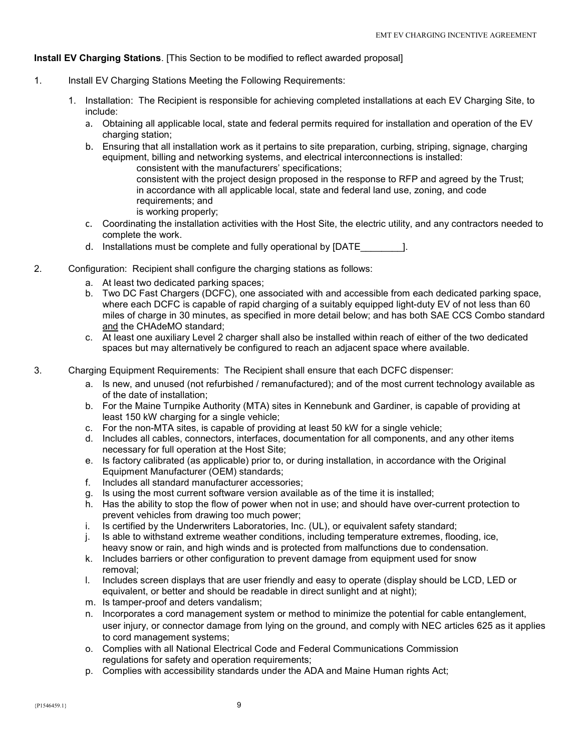**Install EV Charging Stations**. [This Section to be modified to reflect awarded proposal]

1. Install EV Charging Stations Meeting the Following Requirements:

   1. Installation: The Recipient is responsible for achieving completed installations at each EV Charging Site, to include:
      a. Obtaining all applicable local, state and federal permits required for installation and operation of the EV charging station;
      b. Ensuring that all installation work as it pertains to site preparation, curbing, striping, signage, charging equipment, billing and networking systems, and electrical interconnections is installed:
         consistent with the manufacturers' specifications;
         consistent with the project design proposed in the response to RFP and agreed by the Trust;
         in accordance with all applicable local, state and federal land use, zoning, and code requirements; and
         is working properly;
      c. Coordinating the installation activities with the Host Site, the electric utility, and any contractors needed to complete the work.
      d. Installations must be complete and fully operational by [DATE________].

2. Configuration: Recipient shall configure the charging stations as follows:
   a. At least two dedicated parking spaces;
   b. Two DC Fast Chargers (DCFC), one associated with and accessible from each dedicated parking space, where each DCFC is capable of rapid charging of a suitably equipped light-duty EV of not less than 60 miles of charge in 30 minutes, as specified in more detail below; and has both SAE CCS Combo standard <u>and</u> the CHAdeMO standard;
   c. At least one auxiliary Level 2 charger shall also be installed within reach of either of the two dedicated spaces but may alternatively be configured to reach an adjacent space where available.

3. Charging Equipment Requirements: The Recipient shall ensure that each DCFC dispenser:
   a. Is new, and unused (not refurbished / remanufactured); and of the most current technology available as of the date of installation;
   b. For the Maine Turnpike Authority (MTA) sites in Kennebunk and Gardiner, is capable of providing at least 150 kW charging for a single vehicle;
   c. For the non-MTA sites, is capable of providing at least 50 kW for a single vehicle;
   d. Includes all cables, connectors, interfaces, documentation for all components, and any other items necessary for full operation at the Host Site;
   e. Is factory calibrated (as applicable) prior to, or during installation, in accordance with the Original Equipment Manufacturer (OEM) standards;
   f. Includes all standard manufacturer accessories;
   g. Is using the most current software version available as of the time it is installed;
   h. Has the ability to stop the flow of power when not in use; and should have over-current protection to prevent vehicles from drawing too much power;
   i. Is certified by the Underwriters Laboratories, Inc. (UL), or equivalent safety standard;
   j. Is able to withstand extreme weather conditions, including temperature extremes, flooding, ice, heavy snow or rain, and high winds and is protected from malfunctions due to condensation.
   k. Includes barriers or other configuration to prevent damage from equipment used for snow removal;
   l. Includes screen displays that are user friendly and easy to operate (display should be LCD, LED or equivalent, or better and should be readable in direct sunlight and at night);
   m. Is tamper-proof and deters vandalism;
   n. Incorporates a cord management system or method to minimize the potential for cable entanglement, user injury, or connector damage from lying on the ground, and comply with NEC articles 625 as it applies to cord management systems;
   o. Complies with all National Electrical Code and Federal Communications Commission regulations for safety and operation requirements;
   p. Complies with accessibility standards under the ADA and Maine Human rights Act;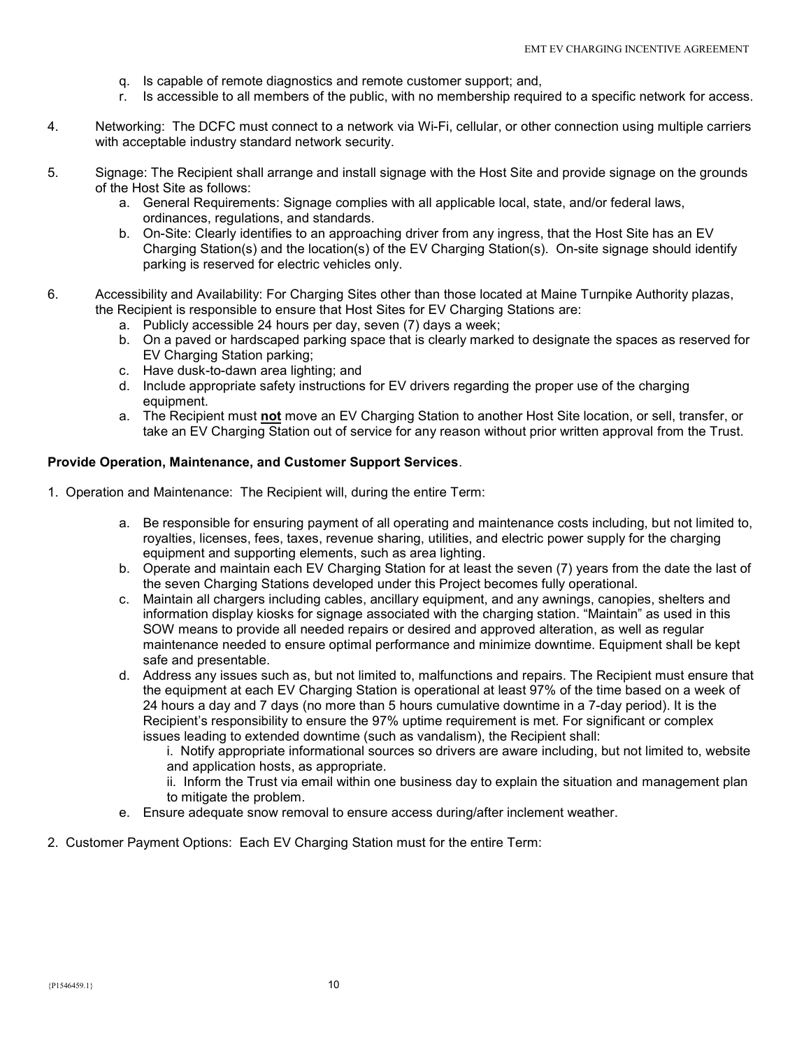q. Is capable of remote diagnostics and remote customer support; and,

r. Is accessible to all members of the public, with no membership required to a specific network for access.

4. Networking: The DCFC must connect to a network via Wi-Fi, cellular, or other connection using multiple carriers with acceptable industry standard network security.

5. Signage: The Recipient shall arrange and install signage with the Host Site and provide signage on the grounds of the Host Site as follows:
   a. General Requirements: Signage complies with all applicable local, state, and/or federal laws, ordinances, regulations, and standards.
   b. On-Site: Clearly identifies to an approaching driver from any ingress, that the Host Site has an EV Charging Station(s) and the location(s) of the EV Charging Station(s). On-site signage should identify parking is reserved for electric vehicles only.

6. Accessibility and Availability: For Charging Sites other than those located at Maine Turnpike Authority plazas, the Recipient is responsible to ensure that Host Sites for EV Charging Stations are:
   a. Publicly accessible 24 hours per day, seven (7) days a week;
   b. On a paved or hardscaped parking space that is clearly marked to designate the spaces as reserved for EV Charging Station parking;
   c. Have dusk-to-dawn area lighting; and
   d. Include appropriate safety instructions for EV drivers regarding the proper use of the charging equipment.
   a. The Recipient must **not** move an EV Charging Station to another Host Site location, or sell, transfer, or take an EV Charging Station out of service for any reason without prior written approval from the Trust.

**Provide Operation, Maintenance, and Customer Support Services**.

1. Operation and Maintenance: The Recipient will, during the entire Term:
   a. Be responsible for ensuring payment of all operating and maintenance costs including, but not limited to, royalties, licenses, fees, taxes, revenue sharing, utilities, and electric power supply for the charging equipment and supporting elements, such as area lighting.
   b. Operate and maintain each EV Charging Station for at least the seven (7) years from the date the last of the seven Charging Stations developed under this Project becomes fully operational.
   c. Maintain all chargers including cables, ancillary equipment, and any awnings, canopies, shelters and information display kiosks for signage associated with the charging station. "Maintain" as used in this SOW means to provide all needed repairs or desired and approved alteration, as well as regular maintenance needed to ensure optimal performance and minimize downtime. Equipment shall be kept safe and presentable.
   d. Address any issues such as, but not limited to, malfunctions and repairs. The Recipient must ensure that the equipment at each EV Charging Station is operational at least 97% of the time based on a week of 24 hours a day and 7 days (no more than 5 hours cumulative downtime in a 7-day period). It is the Recipient's responsibility to ensure the 97% uptime requirement is met. For significant or complex issues leading to extended downtime (such as vandalism), the Recipient shall:
      i. Notify appropriate informational sources so drivers are aware including, but not limited to, website and application hosts, as appropriate.
      ii. Inform the Trust via email within one business day to explain the situation and management plan to mitigate the problem.
   e. Ensure adequate snow removal to ensure access during/after inclement weather.

2. Customer Payment Options: Each EV Charging Station must for the entire Term: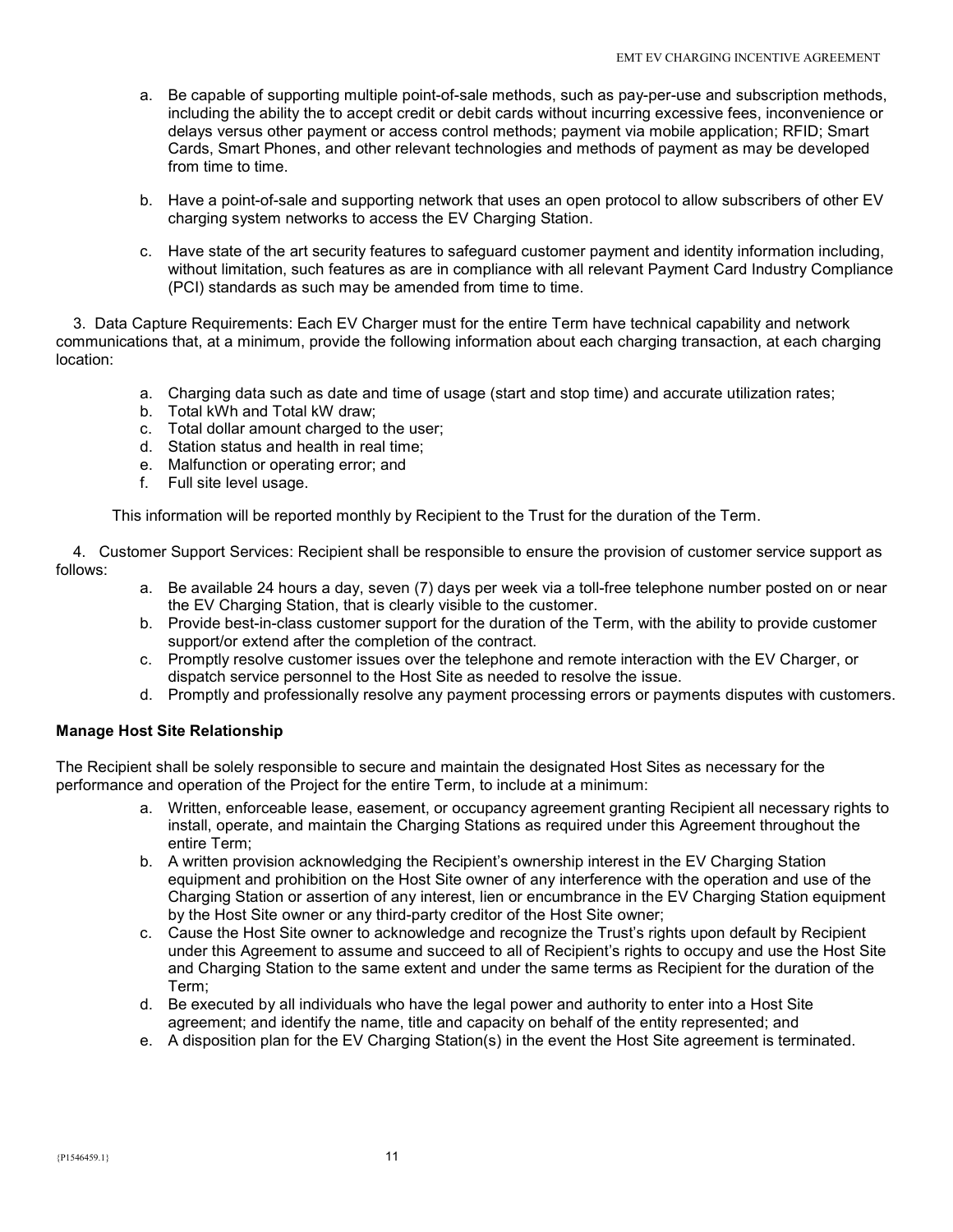a. Be capable of supporting multiple point-of-sale methods, such as pay-per-use and subscription methods, including the ability the to accept credit or debit cards without incurring excessive fees, inconvenience or delays versus other payment or access control methods; payment via mobile application; RFID; Smart Cards, Smart Phones, and other relevant technologies and methods of payment as may be developed from time to time.

b. Have a point-of-sale and supporting network that uses an open protocol to allow subscribers of other EV charging system networks to access the EV Charging Station.

c. Have state of the art security features to safeguard customer payment and identity information including, without limitation, such features as are in compliance with all relevant Payment Card Industry Compliance (PCI) standards as such may be amended from time to time.

3. Data Capture Requirements: Each EV Charger must for the entire Term have technical capability and network communications that, at a minimum, provide the following information about each charging transaction, at each charging location:

a. Charging data such as date and time of usage (start and stop time) and accurate utilization rates;
b. Total kWh and Total kW draw;
c. Total dollar amount charged to the user;
d. Station status and health in real time;
e. Malfunction or operating error; and
f. Full site level usage.

This information will be reported monthly by Recipient to the Trust for the duration of the Term.

4. Customer Support Services: Recipient shall be responsible to ensure the provision of customer service support as follows:

a. Be available 24 hours a day, seven (7) days per week via a toll-free telephone number posted on or near the EV Charging Station, that is clearly visible to the customer.
b. Provide best-in-class customer support for the duration of the Term, with the ability to provide customer support/or extend after the completion of the contract.
c. Promptly resolve customer issues over the telephone and remote interaction with the EV Charger, or dispatch service personnel to the Host Site as needed to resolve the issue.
d. Promptly and professionally resolve any payment processing errors or payments disputes with customers.

**Manage Host Site Relationship**

The Recipient shall be solely responsible to secure and maintain the designated Host Sites as necessary for the performance and operation of the Project for the entire Term, to include at a minimum:

a. Written, enforceable lease, easement, or occupancy agreement granting Recipient all necessary rights to install, operate, and maintain the Charging Stations as required under this Agreement throughout the entire Term;
b. A written provision acknowledging the Recipient's ownership interest in the EV Charging Station equipment and prohibition on the Host Site owner of any interference with the operation and use of the Charging Station or assertion of any interest, lien or encumbrance in the EV Charging Station equipment by the Host Site owner or any third-party creditor of the Host Site owner;
c. Cause the Host Site owner to acknowledge and recognize the Trust's rights upon default by Recipient under this Agreement to assume and succeed to all of Recipient's rights to occupy and use the Host Site and Charging Station to the same extent and under the same terms as Recipient for the duration of the Term;
d. Be executed by all individuals who have the legal power and authority to enter into a Host Site agreement; and identify the name, title and capacity on behalf of the entity represented; and
e. A disposition plan for the EV Charging Station(s) in the event the Host Site agreement is terminated.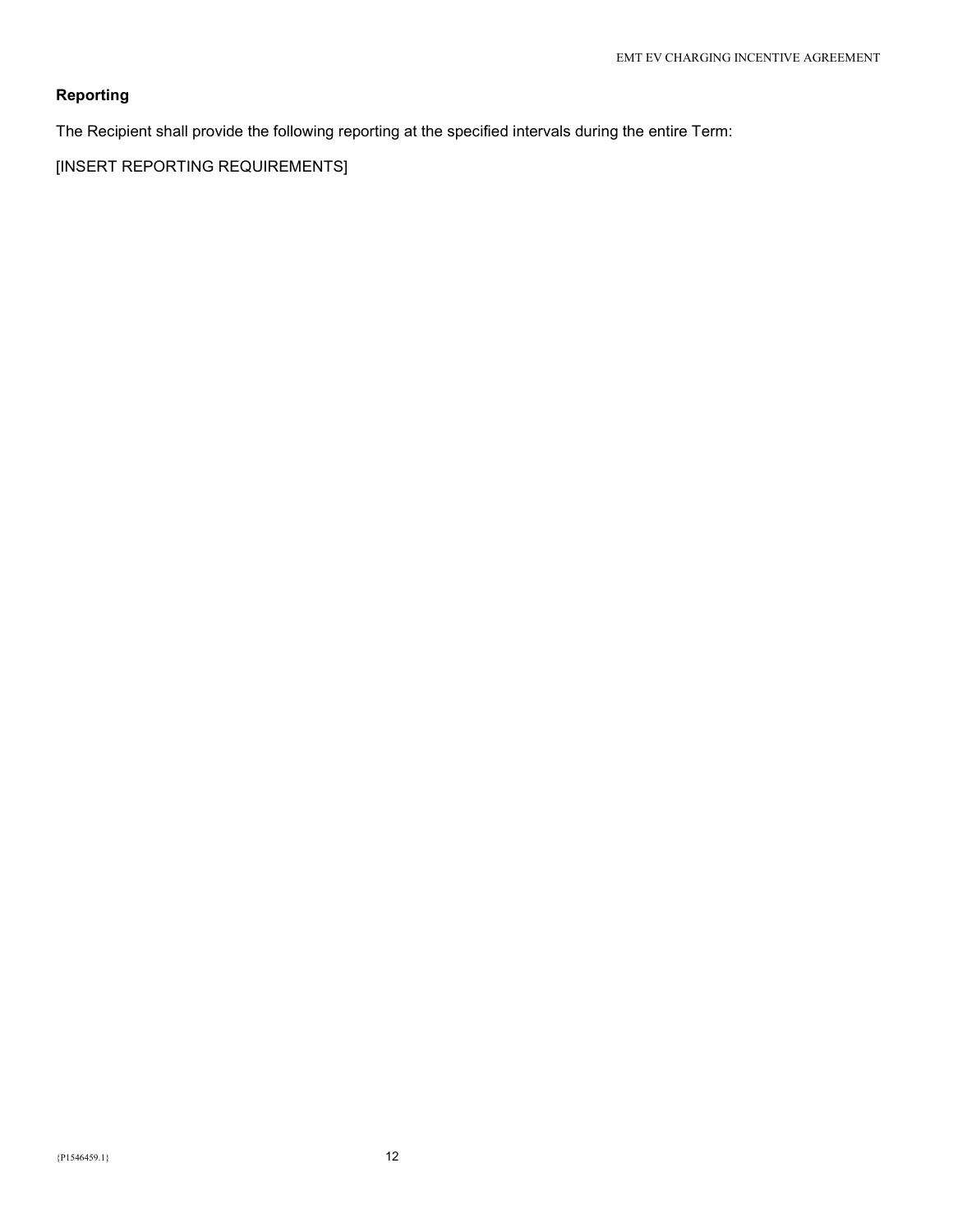**Reporting**

The Recipient shall provide the following reporting at the specified intervals during the entire Term:

[INSERT REPORTING REQUIREMENTS]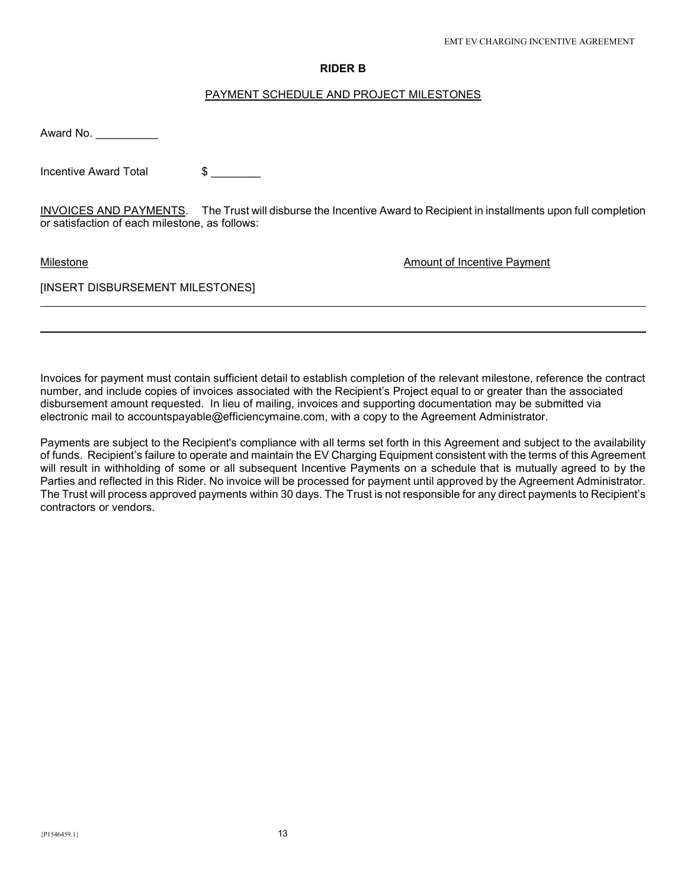## RIDER B

PAYMENT SCHEDULE AND PROJECT MILESTONES

Award No. __________

Incentive Award Total $ ________

INVOICES AND PAYMENTS. The Trust will disburse the Incentive Award to Recipient in installments upon full completion or satisfaction of each milestone, as follows:

| Milestone | Amount of Incentive Payment |
|---|---|
| [INSERT DISBURSEMENT MILESTONES] | |
| | |

Invoices for payment must contain sufficient detail to establish completion of the relevant milestone, reference the contract number, and include copies of invoices associated with the Recipient's Project equal to or greater than the associated disbursement amount requested. In lieu of mailing, invoices and supporting documentation may be submitted via electronic mail to accountspayable@efficiencymaine.com, with a copy to the Agreement Administrator.

Payments are subject to the Recipient's compliance with all terms set forth in this Agreement and subject to the availability of funds. Recipient's failure to operate and maintain the EV Charging Equipment consistent with the terms of this Agreement will result in withholding of some or all subsequent Incentive Payments on a schedule that is mutually agreed to by the Parties and reflected in this Rider. No invoice will be processed for payment until approved by the Agreement Administrator. The Trust will process approved payments within 30 days. The Trust is not responsible for any direct payments to Recipient's contractors or vendors.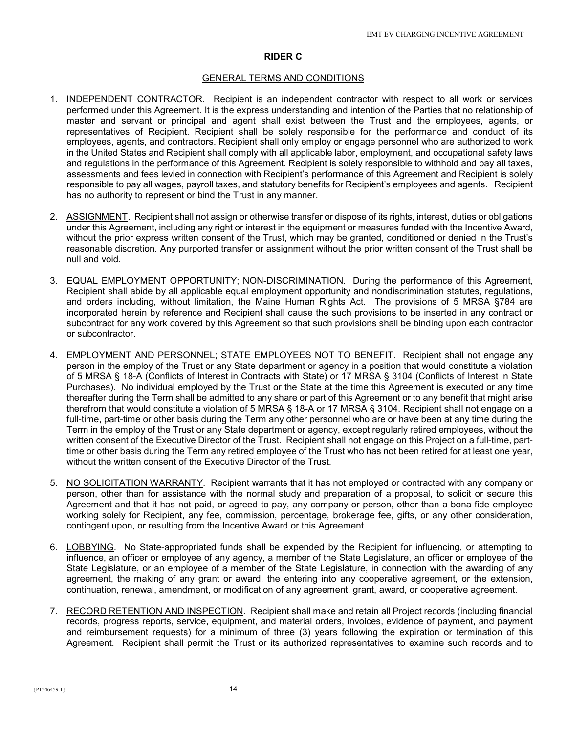## RIDER C

### GENERAL TERMS AND CONDITIONS

1. INDEPENDENT CONTRACTOR. Recipient is an independent contractor with respect to all work or services performed under this Agreement. It is the express understanding and intention of the Parties that no relationship of master and servant or principal and agent shall exist between the Trust and the employees, agents, or representatives of Recipient. Recipient shall be solely responsible for the performance and conduct of its employees, agents, and contractors. Recipient shall only employ or engage personnel who are authorized to work in the United States and Recipient shall comply with all applicable labor, employment, and occupational safety laws and regulations in the performance of this Agreement. Recipient is solely responsible to withhold and pay all taxes, assessments and fees levied in connection with Recipient's performance of this Agreement and Recipient is solely responsible to pay all wages, payroll taxes, and statutory benefits for Recipient's employees and agents. Recipient has no authority to represent or bind the Trust in any manner.

2. ASSIGNMENT. Recipient shall not assign or otherwise transfer or dispose of its rights, interest, duties or obligations under this Agreement, including any right or interest in the equipment or measures funded with the Incentive Award, without the prior express written consent of the Trust, which may be granted, conditioned or denied in the Trust's reasonable discretion. Any purported transfer or assignment without the prior written consent of the Trust shall be null and void.

3. EQUAL EMPLOYMENT OPPORTUNITY; NON-DISCRIMINATION. During the performance of this Agreement, Recipient shall abide by all applicable equal employment opportunity and nondiscrimination statutes, regulations, and orders including, without limitation, the Maine Human Rights Act. The provisions of 5 MRSA §784 are incorporated herein by reference and Recipient shall cause the such provisions to be inserted in any contract or subcontract for any work covered by this Agreement so that such provisions shall be binding upon each contractor or subcontractor.

4. EMPLOYMENT AND PERSONNEL; STATE EMPLOYEES NOT TO BENEFIT. Recipient shall not engage any person in the employ of the Trust or any State department or agency in a position that would constitute a violation of 5 MRSA § 18-A (Conflicts of Interest in Contracts with State) or 17 MRSA § 3104 (Conflicts of Interest in State Purchases). No individual employed by the Trust or the State at the time this Agreement is executed or any time thereafter during the Term shall be admitted to any share or part of this Agreement or to any benefit that might arise therefrom that would constitute a violation of 5 MRSA § 18-A or 17 MRSA § 3104. Recipient shall not engage on a full-time, part-time or other basis during the Term any other personnel who are or have been at any time during the Term in the employ of the Trust or any State department or agency, except regularly retired employees, without the written consent of the Executive Director of the Trust. Recipient shall not engage on this Project on a full-time, part-time or other basis during the Term any retired employee of the Trust who has not been retired for at least one year, without the written consent of the Executive Director of the Trust.

5. NO SOLICITATION WARRANTY. Recipient warrants that it has not employed or contracted with any company or person, other than for assistance with the normal study and preparation of a proposal, to solicit or secure this Agreement and that it has not paid, or agreed to pay, any company or person, other than a bona fide employee working solely for Recipient, any fee, commission, percentage, brokerage fee, gifts, or any other consideration, contingent upon, or resulting from the Incentive Award or this Agreement.

6. LOBBYING. No State-appropriated funds shall be expended by the Recipient for influencing, or attempting to influence, an officer or employee of any agency, a member of the State Legislature, an officer or employee of the State Legislature, or an employee of a member of the State Legislature, in connection with the awarding of any agreement, the making of any grant or award, the entering into any cooperative agreement, or the extension, continuation, renewal, amendment, or modification of any agreement, grant, award, or cooperative agreement.

7. RECORD RETENTION AND INSPECTION. Recipient shall make and retain all Project records (including financial records, progress reports, service, equipment, and material orders, invoices, evidence of payment, and payment and reimbursement requests) for a minimum of three (3) years following the expiration or termination of this Agreement. Recipient shall permit the Trust or its authorized representatives to examine such records and to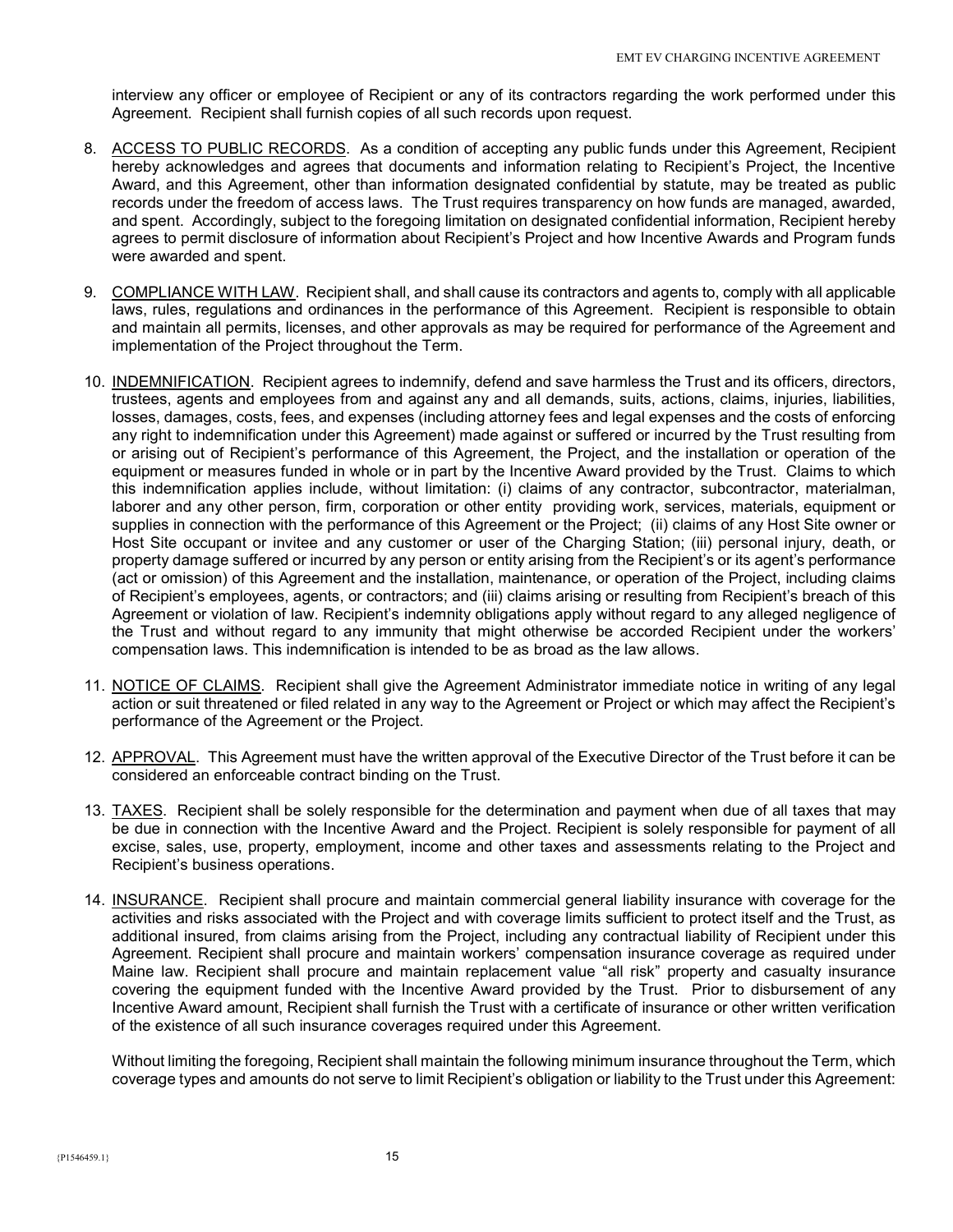interview any officer or employee of Recipient or any of its contractors regarding the work performed under this Agreement. Recipient shall furnish copies of all such records upon request.

8. <u>ACCESS TO PUBLIC RECORDS</u>. As a condition of accepting any public funds under this Agreement, Recipient hereby acknowledges and agrees that documents and information relating to Recipient's Project, the Incentive Award, and this Agreement, other than information designated confidential by statute, may be treated as public records under the freedom of access laws. The Trust requires transparency on how funds are managed, awarded, and spent. Accordingly, subject to the foregoing limitation on designated confidential information, Recipient hereby agrees to permit disclosure of information about Recipient's Project and how Incentive Awards and Program funds were awarded and spent.

9. <u>COMPLIANCE WITH LAW</u>. Recipient shall, and shall cause its contractors and agents to, comply with all applicable laws, rules, regulations and ordinances in the performance of this Agreement. Recipient is responsible to obtain and maintain all permits, licenses, and other approvals as may be required for performance of the Agreement and implementation of the Project throughout the Term.

10. <u>INDEMNIFICATION</u>. Recipient agrees to indemnify, defend and save harmless the Trust and its officers, directors, trustees, agents and employees from and against any and all demands, suits, actions, claims, injuries, liabilities, losses, damages, costs, fees, and expenses (including attorney fees and legal expenses and the costs of enforcing any right to indemnification under this Agreement) made against or suffered or incurred by the Trust resulting from or arising out of Recipient's performance of this Agreement, the Project, and the installation or operation of the equipment or measures funded in whole or in part by the Incentive Award provided by the Trust. Claims to which this indemnification applies include, without limitation: (i) claims of any contractor, subcontractor, materialman, laborer and any other person, firm, corporation or other entity providing work, services, materials, equipment or supplies in connection with the performance of this Agreement or the Project; (ii) claims of any Host Site owner or Host Site occupant or invitee and any customer or user of the Charging Station; (iii) personal injury, death, or property damage suffered or incurred by any person or entity arising from the Recipient's or its agent's performance (act or omission) of this Agreement and the installation, maintenance, or operation of the Project, including claims of Recipient's employees, agents, or contractors; and (iii) claims arising or resulting from Recipient's breach of this Agreement or violation of law. Recipient's indemnity obligations apply without regard to any alleged negligence of the Trust and without regard to any immunity that might otherwise be accorded Recipient under the workers' compensation laws. This indemnification is intended to be as broad as the law allows.

11. <u>NOTICE OF CLAIMS</u>. Recipient shall give the Agreement Administrator immediate notice in writing of any legal action or suit threatened or filed related in any way to the Agreement or Project or which may affect the Recipient's performance of the Agreement or the Project.

12. <u>APPROVAL</u>. This Agreement must have the written approval of the Executive Director of the Trust before it can be considered an enforceable contract binding on the Trust.

13. <u>TAXES</u>. Recipient shall be solely responsible for the determination and payment when due of all taxes that may be due in connection with the Incentive Award and the Project. Recipient is solely responsible for payment of all excise, sales, use, property, employment, income and other taxes and assessments relating to the Project and Recipient's business operations.

14. <u>INSURANCE</u>. Recipient shall procure and maintain commercial general liability insurance with coverage for the activities and risks associated with the Project and with coverage limits sufficient to protect itself and the Trust, as additional insured, from claims arising from the Project, including any contractual liability of Recipient under this Agreement. Recipient shall procure and maintain workers' compensation insurance coverage as required under Maine law. Recipient shall procure and maintain replacement value "all risk" property and casualty insurance covering the equipment funded with the Incentive Award provided by the Trust. Prior to disbursement of any Incentive Award amount, Recipient shall furnish the Trust with a certificate of insurance or other written verification of the existence of all such insurance coverages required under this Agreement.

    Without limiting the foregoing, Recipient shall maintain the following minimum insurance throughout the Term, which coverage types and amounts do not serve to limit Recipient's obligation or liability to the Trust under this Agreement: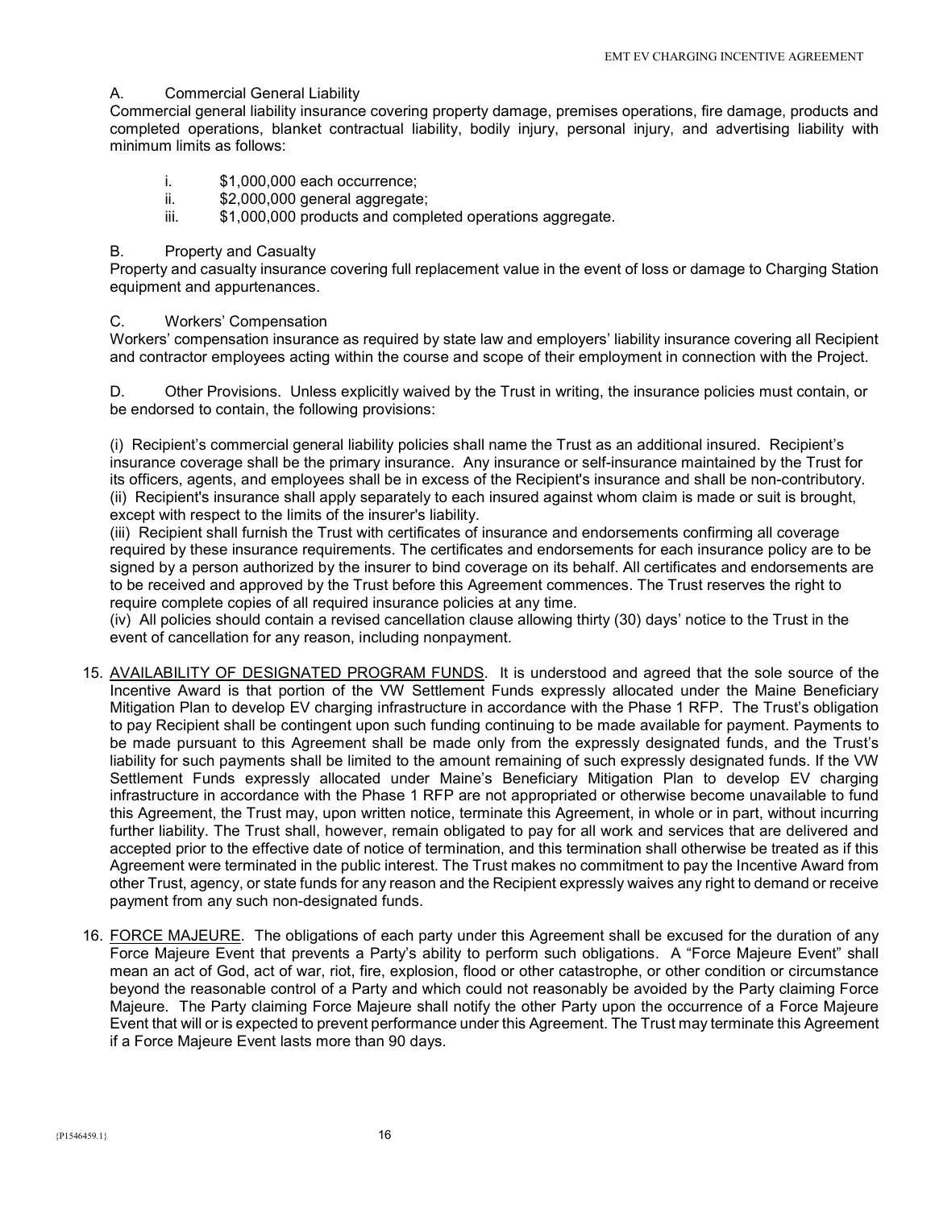A. Commercial General Liability

Commercial general liability insurance covering property damage, premises operations, fire damage, products and completed operations, blanket contractual liability, bodily injury, personal injury, and advertising liability with minimum limits as follows:

i. $1,000,000 each occurrence;
ii. $2,000,000 general aggregate;
iii. $1,000,000 products and completed operations aggregate.

B. Property and Casualty

Property and casualty insurance covering full replacement value in the event of loss or damage to Charging Station equipment and appurtenances.

C. Workers' Compensation

Workers' compensation insurance as required by state law and employers' liability insurance covering all Recipient and contractor employees acting within the course and scope of their employment in connection with the Project.

D. Other Provisions. Unless explicitly waived by the Trust in writing, the insurance policies must contain, or be endorsed to contain, the following provisions:

(i) Recipient's commercial general liability policies shall name the Trust as an additional insured. Recipient's insurance coverage shall be the primary insurance. Any insurance or self-insurance maintained by the Trust for its officers, agents, and employees shall be in excess of the Recipient's insurance and shall be non-contributory.
(ii) Recipient's insurance shall apply separately to each insured against whom claim is made or suit is brought, except with respect to the limits of the insurer's liability.
(iii) Recipient shall furnish the Trust with certificates of insurance and endorsements confirming all coverage required by these insurance requirements. The certificates and endorsements for each insurance policy are to be signed by a person authorized by the insurer to bind coverage on its behalf. All certificates and endorsements are to be received and approved by the Trust before this Agreement commences. The Trust reserves the right to require complete copies of all required insurance policies at any time.
(iv) All policies should contain a revised cancellation clause allowing thirty (30) days' notice to the Trust in the event of cancellation for any reason, including nonpayment.

15. AVAILABILITY OF DESIGNATED PROGRAM FUNDS. It is understood and agreed that the sole source of the Incentive Award is that portion of the VW Settlement Funds expressly allocated under the Maine Beneficiary Mitigation Plan to develop EV charging infrastructure in accordance with the Phase 1 RFP. The Trust's obligation to pay Recipient shall be contingent upon such funding continuing to be made available for payment. Payments to be made pursuant to this Agreement shall be made only from the expressly designated funds, and the Trust's liability for such payments shall be limited to the amount remaining of such expressly designated funds. If the VW Settlement Funds expressly allocated under Maine's Beneficiary Mitigation Plan to develop EV charging infrastructure in accordance with the Phase 1 RFP are not appropriated or otherwise become unavailable to fund this Agreement, the Trust may, upon written notice, terminate this Agreement, in whole or in part, without incurring further liability. The Trust shall, however, remain obligated to pay for all work and services that are delivered and accepted prior to the effective date of notice of termination, and this termination shall otherwise be treated as if this Agreement were terminated in the public interest. The Trust makes no commitment to pay the Incentive Award from other Trust, agency, or state funds for any reason and the Recipient expressly waives any right to demand or receive payment from any such non-designated funds.

16. FORCE MAJEURE. The obligations of each party under this Agreement shall be excused for the duration of any Force Majeure Event that prevents a Party's ability to perform such obligations. A "Force Majeure Event" shall mean an act of God, act of war, riot, fire, explosion, flood or other catastrophe, or other condition or circumstance beyond the reasonable control of a Party and which could not reasonably be avoided by the Party claiming Force Majeure. The Party claiming Force Majeure shall notify the other Party upon the occurrence of a Force Majeure Event that will or is expected to prevent performance under this Agreement. The Trust may terminate this Agreement if a Force Majeure Event lasts more than 90 days.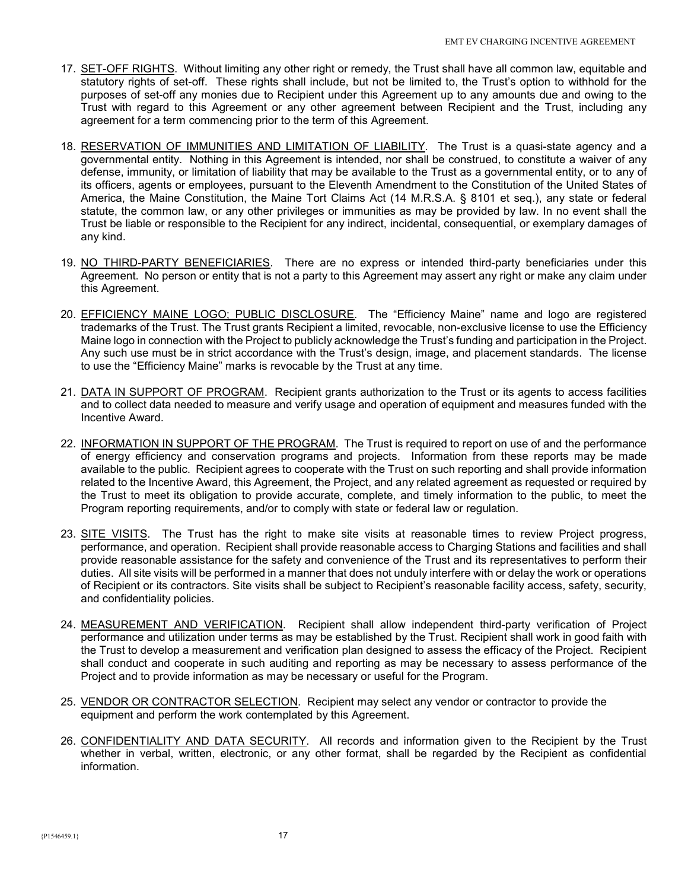17. SET-OFF RIGHTS. Without limiting any other right or remedy, the Trust shall have all common law, equitable and statutory rights of set-off. These rights shall include, but not be limited to, the Trust's option to withhold for the purposes of set-off any monies due to Recipient under this Agreement up to any amounts due and owing to the Trust with regard to this Agreement or any other agreement between Recipient and the Trust, including any agreement for a term commencing prior to the term of this Agreement.

18. RESERVATION OF IMMUNITIES AND LIMITATION OF LIABILITY. The Trust is a quasi-state agency and a governmental entity. Nothing in this Agreement is intended, nor shall be construed, to constitute a waiver of any defense, immunity, or limitation of liability that may be available to the Trust as a governmental entity, or to any of its officers, agents or employees, pursuant to the Eleventh Amendment to the Constitution of the United States of America, the Maine Constitution, the Maine Tort Claims Act (14 M.R.S.A. § 8101 et seq.), any state or federal statute, the common law, or any other privileges or immunities as may be provided by law. In no event shall the Trust be liable or responsible to the Recipient for any indirect, incidental, consequential, or exemplary damages of any kind.

19. NO THIRD-PARTY BENEFICIARIES. There are no express or intended third-party beneficiaries under this Agreement. No person or entity that is not a party to this Agreement may assert any right or make any claim under this Agreement.

20. EFFICIENCY MAINE LOGO; PUBLIC DISCLOSURE. The "Efficiency Maine" name and logo are registered trademarks of the Trust. The Trust grants Recipient a limited, revocable, non-exclusive license to use the Efficiency Maine logo in connection with the Project to publicly acknowledge the Trust's funding and participation in the Project. Any such use must be in strict accordance with the Trust's design, image, and placement standards. The license to use the "Efficiency Maine" marks is revocable by the Trust at any time.

21. DATA IN SUPPORT OF PROGRAM. Recipient grants authorization to the Trust or its agents to access facilities and to collect data needed to measure and verify usage and operation of equipment and measures funded with the Incentive Award.

22. INFORMATION IN SUPPORT OF THE PROGRAM. The Trust is required to report on use of and the performance of energy efficiency and conservation programs and projects. Information from these reports may be made available to the public. Recipient agrees to cooperate with the Trust on such reporting and shall provide information related to the Incentive Award, this Agreement, the Project, and any related agreement as requested or required by the Trust to meet its obligation to provide accurate, complete, and timely information to the public, to meet the Program reporting requirements, and/or to comply with state or federal law or regulation.

23. SITE VISITS. The Trust has the right to make site visits at reasonable times to review Project progress, performance, and operation. Recipient shall provide reasonable access to Charging Stations and facilities and shall provide reasonable assistance for the safety and convenience of the Trust and its representatives to perform their duties. All site visits will be performed in a manner that does not unduly interfere with or delay the work or operations of Recipient or its contractors. Site visits shall be subject to Recipient's reasonable facility access, safety, security, and confidentiality policies.

24. MEASUREMENT AND VERIFICATION. Recipient shall allow independent third-party verification of Project performance and utilization under terms as may be established by the Trust. Recipient shall work in good faith with the Trust to develop a measurement and verification plan designed to assess the efficacy of the Project. Recipient shall conduct and cooperate in such auditing and reporting as may be necessary to assess performance of the Project and to provide information as may be necessary or useful for the Program.

25. VENDOR OR CONTRACTOR SELECTION. Recipient may select any vendor or contractor to provide the equipment and perform the work contemplated by this Agreement.

26. CONFIDENTIALITY AND DATA SECURITY. All records and information given to the Recipient by the Trust whether in verbal, written, electronic, or any other format, shall be regarded by the Recipient as confidential information.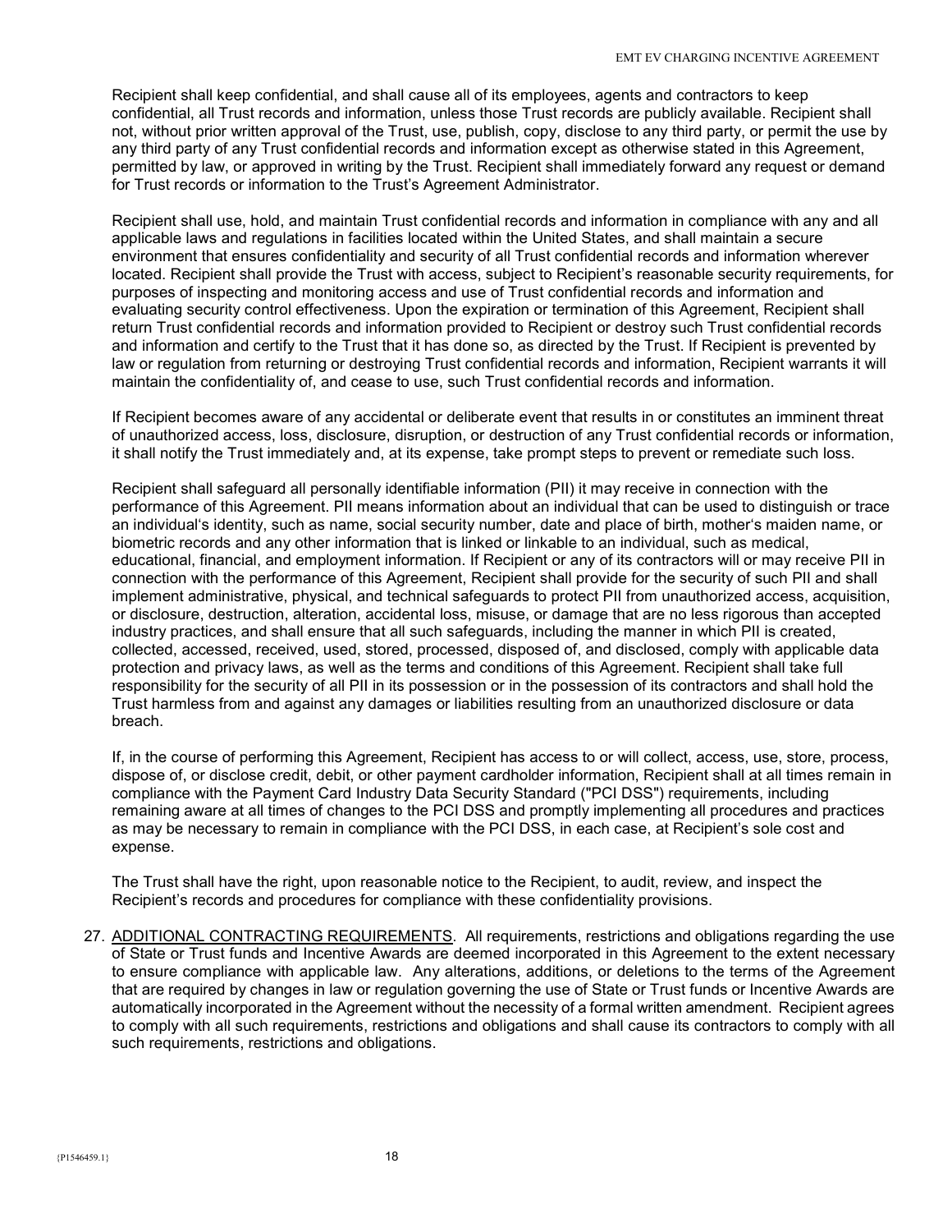Recipient shall keep confidential, and shall cause all of its employees, agents and contractors to keep confidential, all Trust records and information, unless those Trust records are publicly available. Recipient shall not, without prior written approval of the Trust, use, publish, copy, disclose to any third party, or permit the use by any third party of any Trust confidential records and information except as otherwise stated in this Agreement, permitted by law, or approved in writing by the Trust. Recipient shall immediately forward any request or demand for Trust records or information to the Trust's Agreement Administrator.

Recipient shall use, hold, and maintain Trust confidential records and information in compliance with any and all applicable laws and regulations in facilities located within the United States, and shall maintain a secure environment that ensures confidentiality and security of all Trust confidential records and information wherever located. Recipient shall provide the Trust with access, subject to Recipient's reasonable security requirements, for purposes of inspecting and monitoring access and use of Trust confidential records and information and evaluating security control effectiveness. Upon the expiration or termination of this Agreement, Recipient shall return Trust confidential records and information provided to Recipient or destroy such Trust confidential records and information and certify to the Trust that it has done so, as directed by the Trust. If Recipient is prevented by law or regulation from returning or destroying Trust confidential records and information, Recipient warrants it will maintain the confidentiality of, and cease to use, such Trust confidential records and information.

If Recipient becomes aware of any accidental or deliberate event that results in or constitutes an imminent threat of unauthorized access, loss, disclosure, disruption, or destruction of any Trust confidential records or information, it shall notify the Trust immediately and, at its expense, take prompt steps to prevent or remediate such loss.

Recipient shall safeguard all personally identifiable information (PII) it may receive in connection with the performance of this Agreement. PII means information about an individual that can be used to distinguish or trace an individual's identity, such as name, social security number, date and place of birth, mother's maiden name, or biometric records and any other information that is linked or linkable to an individual, such as medical, educational, financial, and employment information. If Recipient or any of its contractors will or may receive PII in connection with the performance of this Agreement, Recipient shall provide for the security of such PII and shall implement administrative, physical, and technical safeguards to protect PII from unauthorized access, acquisition, or disclosure, destruction, alteration, accidental loss, misuse, or damage that are no less rigorous than accepted industry practices, and shall ensure that all such safeguards, including the manner in which PII is created, collected, accessed, received, used, stored, processed, disposed of, and disclosed, comply with applicable data protection and privacy laws, as well as the terms and conditions of this Agreement. Recipient shall take full responsibility for the security of all PII in its possession or in the possession of its contractors and shall hold the Trust harmless from and against any damages or liabilities resulting from an unauthorized disclosure or data breach.

If, in the course of performing this Agreement, Recipient has access to or will collect, access, use, store, process, dispose of, or disclose credit, debit, or other payment cardholder information, Recipient shall at all times remain in compliance with the Payment Card Industry Data Security Standard ("PCI DSS") requirements, including remaining aware at all times of changes to the PCI DSS and promptly implementing all procedures and practices as may be necessary to remain in compliance with the PCI DSS, in each case, at Recipient's sole cost and expense.

The Trust shall have the right, upon reasonable notice to the Recipient, to audit, review, and inspect the Recipient's records and procedures for compliance with these confidentiality provisions.

27. ADDITIONAL CONTRACTING REQUIREMENTS. All requirements, restrictions and obligations regarding the use of State or Trust funds and Incentive Awards are deemed incorporated in this Agreement to the extent necessary to ensure compliance with applicable law. Any alterations, additions, or deletions to the terms of the Agreement that are required by changes in law or regulation governing the use of State or Trust funds or Incentive Awards are automatically incorporated in the Agreement without the necessity of a formal written amendment. Recipient agrees to comply with all such requirements, restrictions and obligations and shall cause its contractors to comply with all such requirements, restrictions and obligations.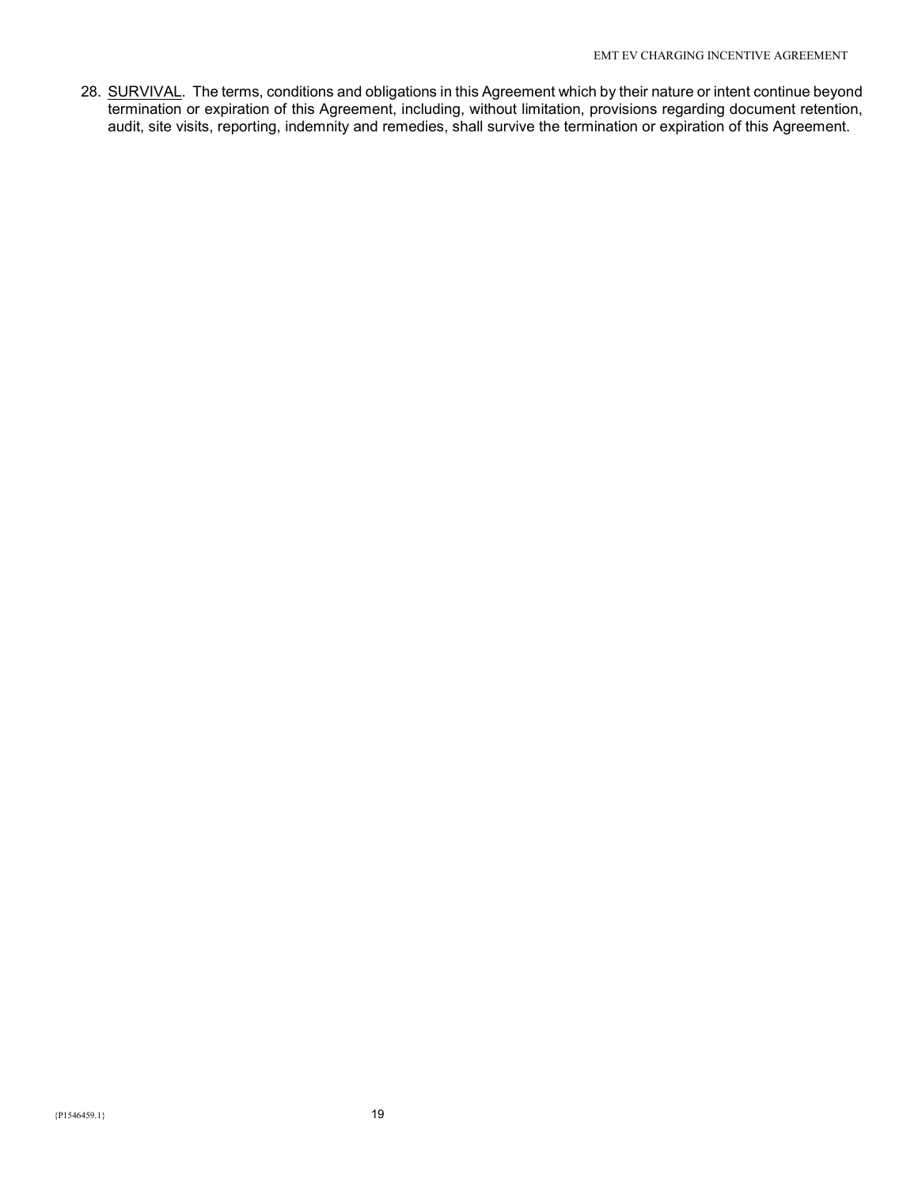28. <u>SURVIVAL</u>. The terms, conditions and obligations in this Agreement which by their nature or intent continue beyond termination or expiration of this Agreement, including, without limitation, provisions regarding document retention, audit, site visits, reporting, indemnity and remedies, shall survive the termination or expiration of this Agreement.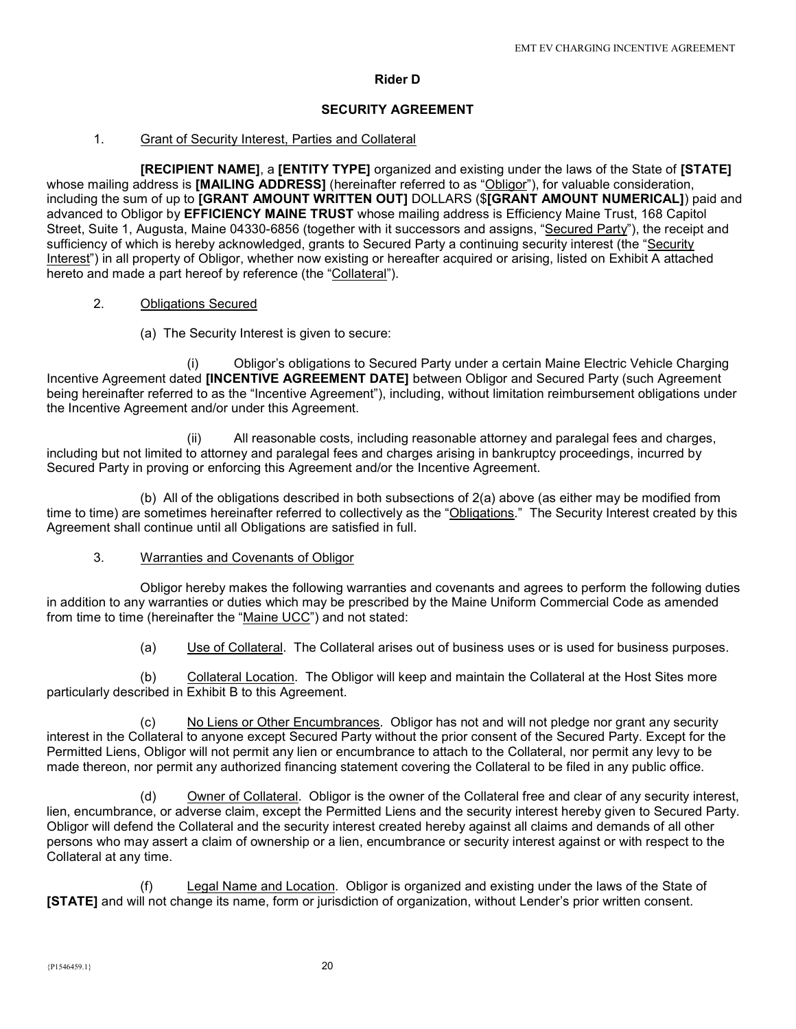**Rider D**

**SECURITY AGREEMENT**

1. Grant of Security Interest, Parties and Collateral

**[RECIPIENT NAME]**, a **[ENTITY TYPE]** organized and existing under the laws of the State of **[STATE]** whose mailing address is **[MAILING ADDRESS]** (hereinafter referred to as "Obligor"), for valuable consideration, including the sum of up to **[GRANT AMOUNT WRITTEN OUT]** DOLLARS ($**[GRANT AMOUNT NUMERICAL]**) paid and advanced to Obligor by **EFFICIENCY MAINE TRUST** whose mailing address is Efficiency Maine Trust, 168 Capitol Street, Suite 1, Augusta, Maine 04330-6856 (together with it successors and assigns, "Secured Party"), the receipt and sufficiency of which is hereby acknowledged, grants to Secured Party a continuing security interest (the "Security Interest") in all property of Obligor, whether now existing or hereafter acquired or arising, listed on Exhibit A attached hereto and made a part hereof by reference (the "Collateral").

2. Obligations Secured

(a) The Security Interest is given to secure:

(i) Obligor's obligations to Secured Party under a certain Maine Electric Vehicle Charging Incentive Agreement dated **[INCENTIVE AGREEMENT DATE]** between Obligor and Secured Party (such Agreement being hereinafter referred to as the "Incentive Agreement"), including, without limitation reimbursement obligations under the Incentive Agreement and/or under this Agreement.

(ii) All reasonable costs, including reasonable attorney and paralegal fees and charges, including but not limited to attorney and paralegal fees and charges arising in bankruptcy proceedings, incurred by Secured Party in proving or enforcing this Agreement and/or the Incentive Agreement.

(b) All of the obligations described in both subsections of 2(a) above (as either may be modified from time to time) are sometimes hereinafter referred to collectively as the "Obligations." The Security Interest created by this Agreement shall continue until all Obligations are satisfied in full.

3. Warranties and Covenants of Obligor

Obligor hereby makes the following warranties and covenants and agrees to perform the following duties in addition to any warranties or duties which may be prescribed by the Maine Uniform Commercial Code as amended from time to time (hereinafter the "Maine UCC") and not stated:

(a) Use of Collateral. The Collateral arises out of business uses or is used for business purposes.

(b) Collateral Location. The Obligor will keep and maintain the Collateral at the Host Sites more particularly described in Exhibit B to this Agreement.

(c) No Liens or Other Encumbrances. Obligor has not and will not pledge nor grant any security interest in the Collateral to anyone except Secured Party without the prior consent of the Secured Party. Except for the Permitted Liens, Obligor will not permit any lien or encumbrance to attach to the Collateral, nor permit any levy to be made thereon, nor permit any authorized financing statement covering the Collateral to be filed in any public office.

(d) Owner of Collateral. Obligor is the owner of the Collateral free and clear of any security interest, lien, encumbrance, or adverse claim, except the Permitted Liens and the security interest hereby given to Secured Party. Obligor will defend the Collateral and the security interest created hereby against all claims and demands of all other persons who may assert a claim of ownership or a lien, encumbrance or security interest against or with respect to the Collateral at any time.

(f) Legal Name and Location. Obligor is organized and existing under the laws of the State of **[STATE]** and will not change its name, form or jurisdiction of organization, without Lender's prior written consent.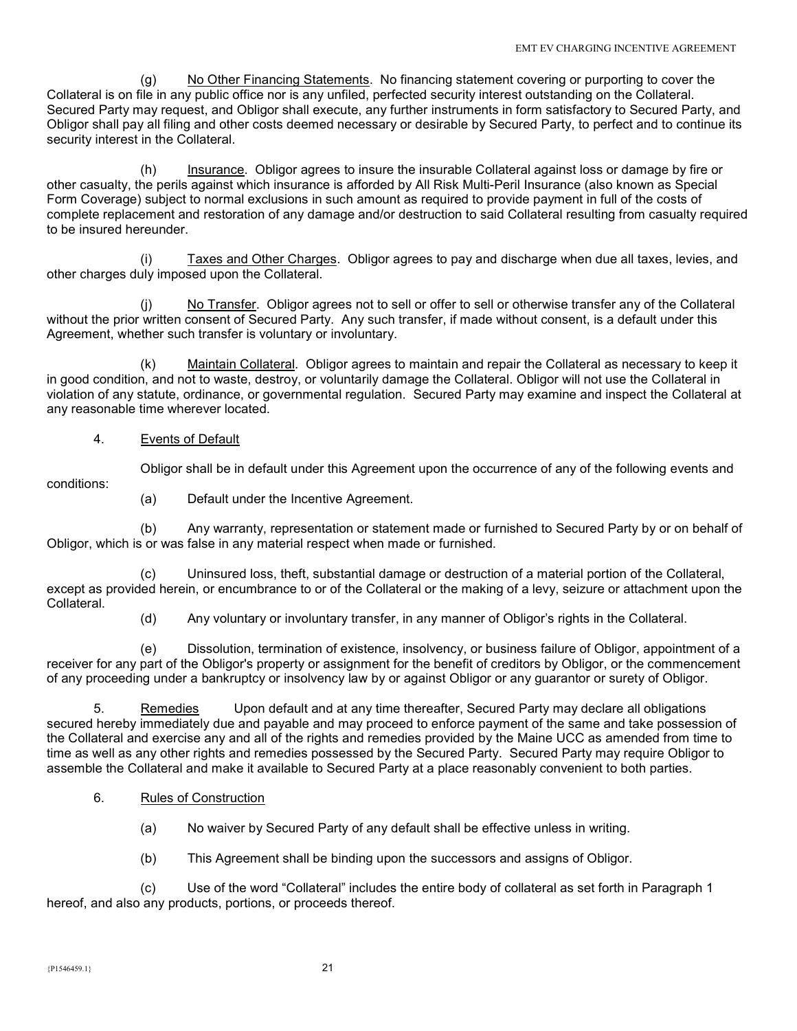(g) No Other Financing Statements. No financing statement covering or purporting to cover the Collateral is on file in any public office nor is any unfiled, perfected security interest outstanding on the Collateral. Secured Party may request, and Obligor shall execute, any further instruments in form satisfactory to Secured Party, and Obligor shall pay all filing and other costs deemed necessary or desirable by Secured Party, to perfect and to continue its security interest in the Collateral.

(h) Insurance. Obligor agrees to insure the insurable Collateral against loss or damage by fire or other casualty, the perils against which insurance is afforded by All Risk Multi-Peril Insurance (also known as Special Form Coverage) subject to normal exclusions in such amount as required to provide payment in full of the costs of complete replacement and restoration of any damage and/or destruction to said Collateral resulting from casualty required to be insured hereunder.

(i) Taxes and Other Charges. Obligor agrees to pay and discharge when due all taxes, levies, and other charges duly imposed upon the Collateral.

(j) No Transfer. Obligor agrees not to sell or offer to sell or otherwise transfer any of the Collateral without the prior written consent of Secured Party. Any such transfer, if made without consent, is a default under this Agreement, whether such transfer is voluntary or involuntary.

(k) Maintain Collateral. Obligor agrees to maintain and repair the Collateral as necessary to keep it in good condition, and not to waste, destroy, or voluntarily damage the Collateral. Obligor will not use the Collateral in violation of any statute, ordinance, or governmental regulation. Secured Party may examine and inspect the Collateral at any reasonable time wherever located.

4. Events of Default

Obligor shall be in default under this Agreement upon the occurrence of any of the following events and conditions:

(a) Default under the Incentive Agreement.

(b) Any warranty, representation or statement made or furnished to Secured Party by or on behalf of Obligor, which is or was false in any material respect when made or furnished.

(c) Uninsured loss, theft, substantial damage or destruction of a material portion of the Collateral, except as provided herein, or encumbrance to or of the Collateral or the making of a levy, seizure or attachment upon the Collateral.

(d) Any voluntary or involuntary transfer, in any manner of Obligor's rights in the Collateral.

(e) Dissolution, termination of existence, insolvency, or business failure of Obligor, appointment of a receiver for any part of the Obligor's property or assignment for the benefit of creditors by Obligor, or the commencement of any proceeding under a bankruptcy or insolvency law by or against Obligor or any guarantor or surety of Obligor.

5. Remedies Upon default and at any time thereafter, Secured Party may declare all obligations secured hereby immediately due and payable and may proceed to enforce payment of the same and take possession of the Collateral and exercise any and all of the rights and remedies provided by the Maine UCC as amended from time to time as well as any other rights and remedies possessed by the Secured Party. Secured Party may require Obligor to assemble the Collateral and make it available to Secured Party at a place reasonably convenient to both parties.

6. Rules of Construction

(a) No waiver by Secured Party of any default shall be effective unless in writing.

(b) This Agreement shall be binding upon the successors and assigns of Obligor.

(c) Use of the word "Collateral" includes the entire body of collateral as set forth in Paragraph 1 hereof, and also any products, portions, or proceeds thereof.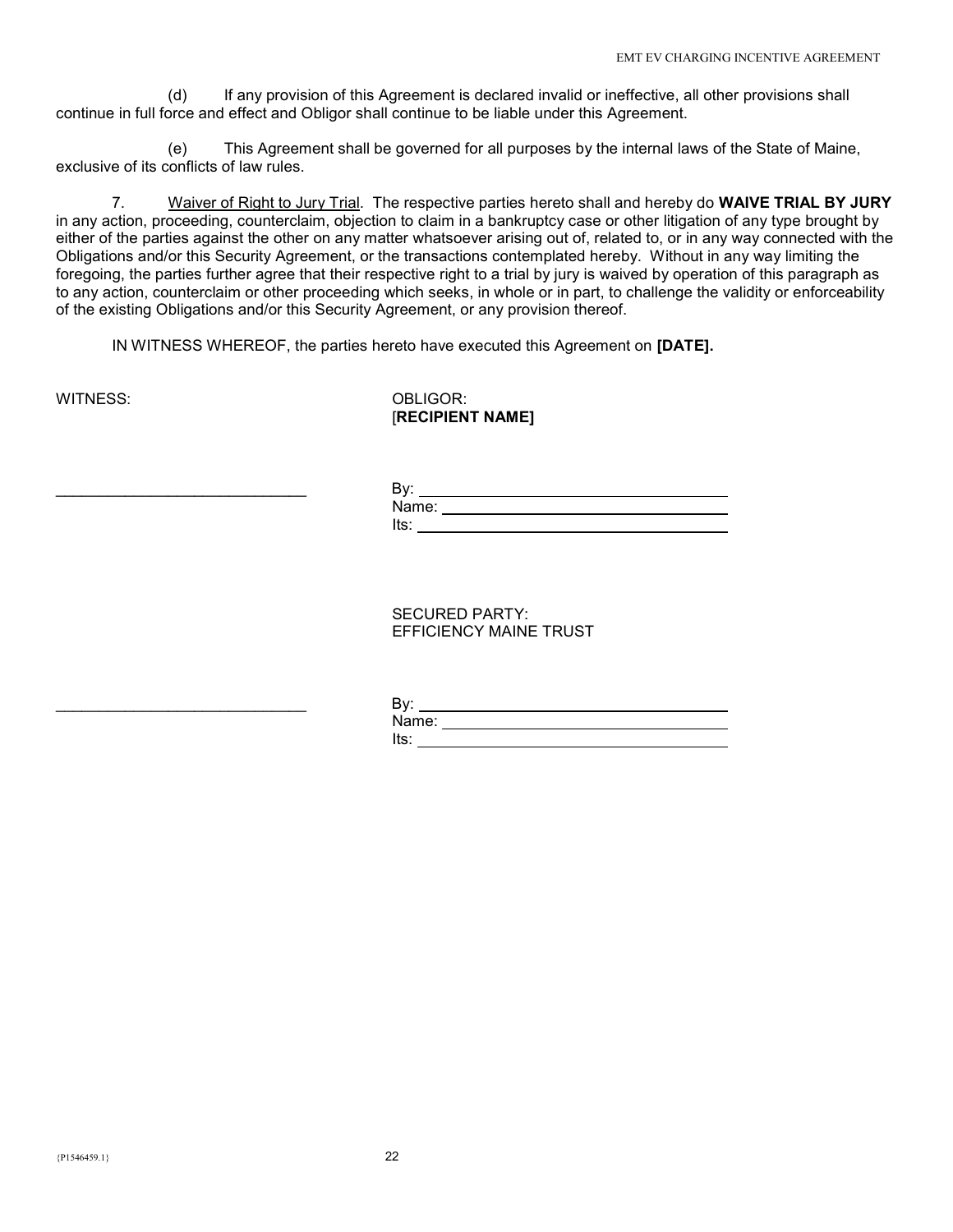(d) If any provision of this Agreement is declared invalid or ineffective, all other provisions shall continue in full force and effect and Obligor shall continue to be liable under this Agreement.

(e) This Agreement shall be governed for all purposes by the internal laws of the State of Maine, exclusive of its conflicts of law rules.

7. Waiver of Right to Jury Trial. The respective parties hereto shall and hereby do **WAIVE TRIAL BY JURY** in any action, proceeding, counterclaim, objection to claim in a bankruptcy case or other litigation of any type brought by either of the parties against the other on any matter whatsoever arising out of, related to, or in any way connected with the Obligations and/or this Security Agreement, or the transactions contemplated hereby. Without in any way limiting the foregoing, the parties further agree that their respective right to a trial by jury is waived by operation of this paragraph as to any action, counterclaim or other proceeding which seeks, in whole or in part, to challenge the validity or enforceability of the existing Obligations and/or this Security Agreement, or any provision thereof.

IN WITNESS WHEREOF, the parties hereto have executed this Agreement on **[DATE].**

WITNESS:

OBLIGOR:
[**RECIPIENT NAME]**

_____________________________

By: _____________________________
Name: _____________________________
Its: _____________________________

SECURED PARTY:
EFFICIENCY MAINE TRUST

_____________________________

By: _____________________________
Name: _____________________________
Its: _____________________________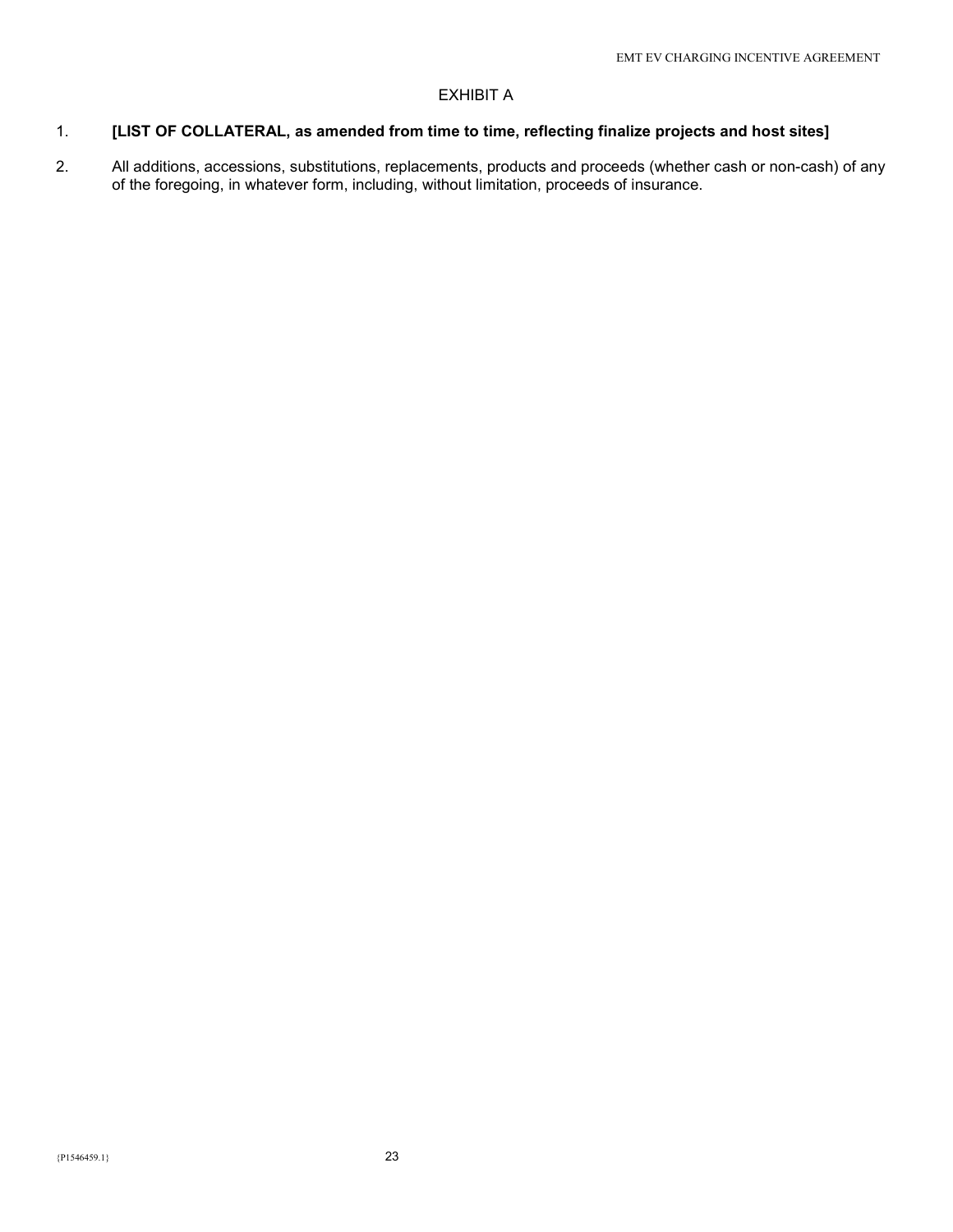# EXHIBIT A

1. **[LIST OF COLLATERAL, as amended from time to time, reflecting finalize projects and host sites]**

2. All additions, accessions, substitutions, replacements, products and proceeds (whether cash or non-cash) of any of the foregoing, in whatever form, including, without limitation, proceeds of insurance.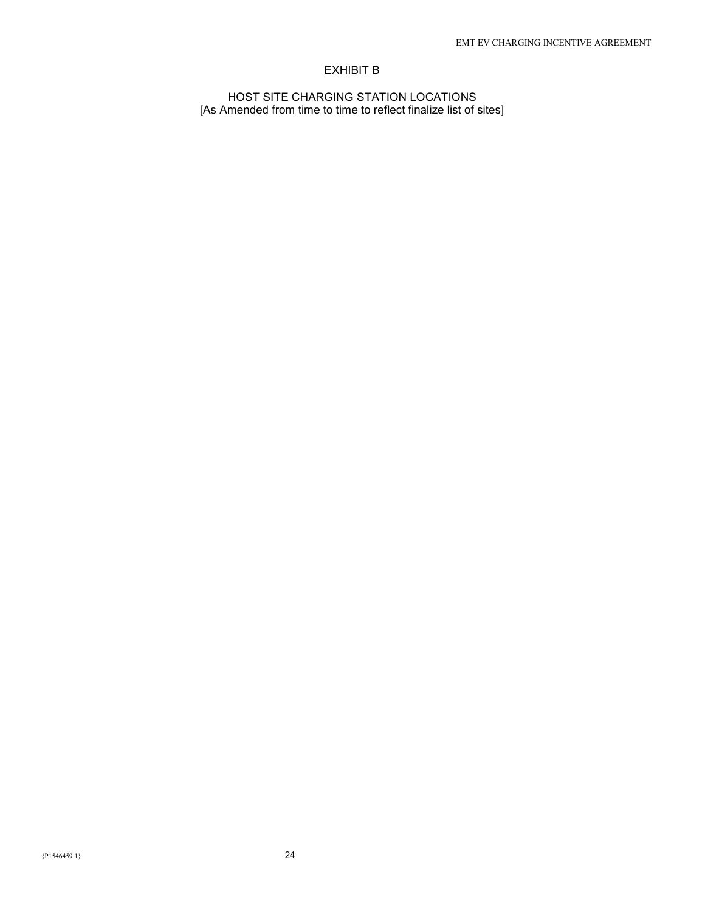# EXHIBIT B

## HOST SITE CHARGING STATION LOCATIONS
[As Amended from time to time to reflect finalize list of sites]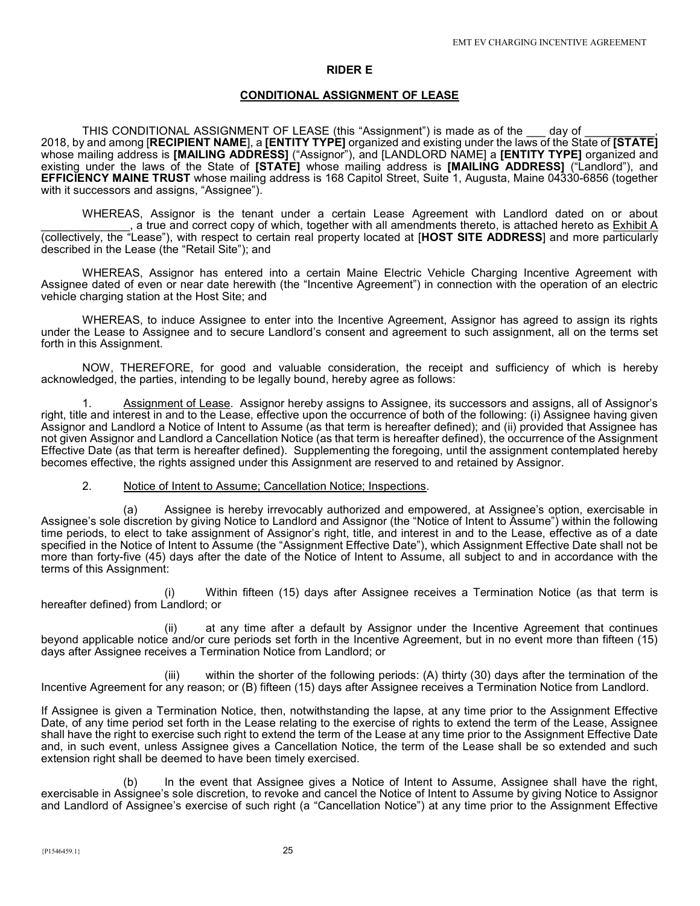## RIDER E

## CONDITIONAL ASSIGNMENT OF LEASE

THIS CONDITIONAL ASSIGNMENT OF LEASE (this "Assignment") is made as of the ___ day of ___________, 2018, by and among [**RECIPIENT NAME**], a **[ENTITY TYPE]** organized and existing under the laws of the State of **[STATE]** whose mailing address is **[MAILING ADDRESS]** ("Assignor"), and [LANDLORD NAME] a **[ENTITY TYPE]** organized and existing under the laws of the State of **[STATE]** whose mailing address is **[MAILING ADDRESS]** ("Landlord"), and **EFFICIENCY MAINE TRUST** whose mailing address is 168 Capitol Street, Suite 1, Augusta, Maine 04330-6856 (together with it successors and assigns, "Assignee").

WHEREAS, Assignor is the tenant under a certain Lease Agreement with Landlord dated on or about ______________, a true and correct copy of which, together with all amendments thereto, is attached hereto as Exhibit A (collectively, the "Lease"), with respect to certain real property located at [**HOST SITE ADDRESS**] and more particularly described in the Lease (the "Retail Site"); and

WHEREAS, Assignor has entered into a certain Maine Electric Vehicle Charging Incentive Agreement with Assignee dated of even or near date herewith (the "Incentive Agreement") in connection with the operation of an electric vehicle charging station at the Host Site; and

WHEREAS, to induce Assignee to enter into the Incentive Agreement, Assignor has agreed to assign its rights under the Lease to Assignee and to secure Landlord's consent and agreement to such assignment, all on the terms set forth in this Assignment.

NOW, THEREFORE, for good and valuable consideration, the receipt and sufficiency of which is hereby acknowledged, the parties, intending to be legally bound, hereby agree as follows:

1. Assignment of Lease. Assignor hereby assigns to Assignee, its successors and assigns, all of Assignor's right, title and interest in and to the Lease, effective upon the occurrence of both of the following: (i) Assignee having given Assignor and Landlord a Notice of Intent to Assume (as that term is hereafter defined); and (ii) provided that Assignee has not given Assignor and Landlord a Cancellation Notice (as that term is hereafter defined), the occurrence of the Assignment Effective Date (as that term is hereafter defined). Supplementing the foregoing, until the assignment contemplated hereby becomes effective, the rights assigned under this Assignment are reserved to and retained by Assignor.

2. Notice of Intent to Assume; Cancellation Notice; Inspections.

(a) Assignee is hereby irrevocably authorized and empowered, at Assignee's option, exercisable in Assignee's sole discretion by giving Notice to Landlord and Assignor (the "Notice of Intent to Assume") within the following time periods, to elect to take assignment of Assignor's right, title, and interest in and to the Lease, effective as of a date specified in the Notice of Intent to Assume (the "Assignment Effective Date"), which Assignment Effective Date shall not be more than forty-five (45) days after the date of the Notice of Intent to Assume, all subject to and in accordance with the terms of this Assignment:

(i) Within fifteen (15) days after Assignee receives a Termination Notice (as that term is hereafter defined) from Landlord; or

(ii) at any time after a default by Assignor under the Incentive Agreement that continues beyond applicable notice and/or cure periods set forth in the Incentive Agreement, but in no event more than fifteen (15) days after Assignee receives a Termination Notice from Landlord; or

(iii) within the shorter of the following periods: (A) thirty (30) days after the termination of the Incentive Agreement for any reason; or (B) fifteen (15) days after Assignee receives a Termination Notice from Landlord.

If Assignee is given a Termination Notice, then, notwithstanding the lapse, at any time prior to the Assignment Effective Date, of any time period set forth in the Lease relating to the exercise of rights to extend the term of the Lease, Assignee shall have the right to exercise such right to extend the term of the Lease at any time prior to the Assignment Effective Date and, in such event, unless Assignee gives a Cancellation Notice, the term of the Lease shall be so extended and such extension right shall be deemed to have been timely exercised.

(b) In the event that Assignee gives a Notice of Intent to Assume, Assignee shall have the right, exercisable in Assignee's sole discretion, to revoke and cancel the Notice of Intent to Assume by giving Notice to Assignor and Landlord of Assignee's exercise of such right (a "Cancellation Notice") at any time prior to the Assignment Effective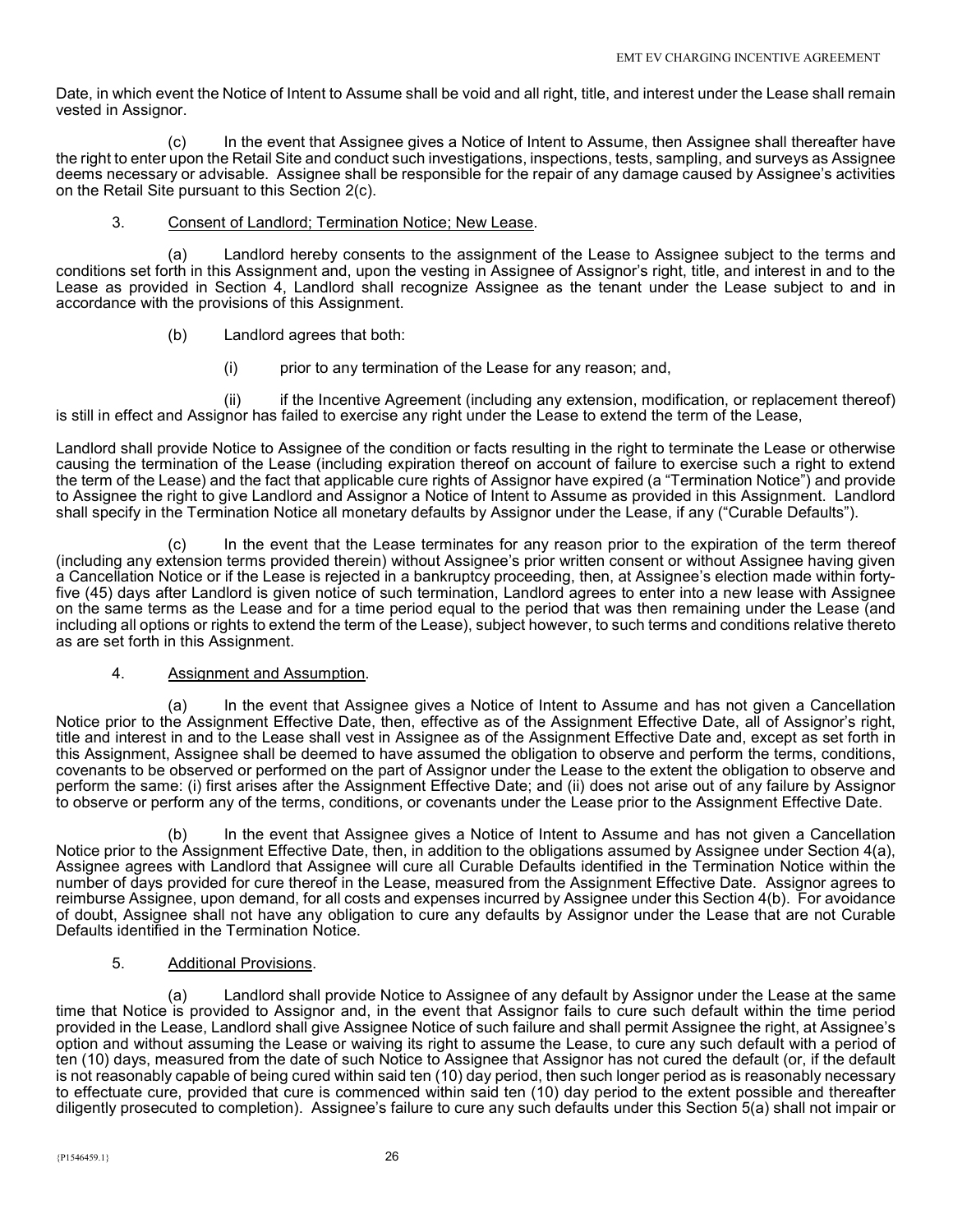Date, in which event the Notice of Intent to Assume shall be void and all right, title, and interest under the Lease shall remain vested in Assignor.

(c) In the event that Assignee gives a Notice of Intent to Assume, then Assignee shall thereafter have the right to enter upon the Retail Site and conduct such investigations, inspections, tests, sampling, and surveys as Assignee deems necessary or advisable. Assignee shall be responsible for the repair of any damage caused by Assignee's activities on the Retail Site pursuant to this Section 2(c).

3. <u>Consent of Landlord; Termination Notice; New Lease</u>.

(a) Landlord hereby consents to the assignment of the Lease to Assignee subject to the terms and conditions set forth in this Assignment and, upon the vesting in Assignee of Assignor's right, title, and interest in and to the Lease as provided in Section 4, Landlord shall recognize Assignee as the tenant under the Lease subject to and in accordance with the provisions of this Assignment.

(b) Landlord agrees that both:

(i) prior to any termination of the Lease for any reason; and,

(ii) if the Incentive Agreement (including any extension, modification, or replacement thereof) is still in effect and Assignor has failed to exercise any right under the Lease to extend the term of the Lease,

Landlord shall provide Notice to Assignee of the condition or facts resulting in the right to terminate the Lease or otherwise causing the termination of the Lease (including expiration thereof on account of failure to exercise such a right to extend the term of the Lease) and the fact that applicable cure rights of Assignor have expired (a "Termination Notice") and provide to Assignee the right to give Landlord and Assignor a Notice of Intent to Assume as provided in this Assignment. Landlord shall specify in the Termination Notice all monetary defaults by Assignor under the Lease, if any ("Curable Defaults").

(c) In the event that the Lease terminates for any reason prior to the expiration of the term thereof (including any extension terms provided therein) without Assignee's prior written consent or without Assignee having given a Cancellation Notice or if the Lease is rejected in a bankruptcy proceeding, then, at Assignee's election made within forty-five (45) days after Landlord is given notice of such termination, Landlord agrees to enter into a new lease with Assignee on the same terms as the Lease and for a time period equal to the period that was then remaining under the Lease (and including all options or rights to extend the term of the Lease), subject however, to such terms and conditions relative thereto as are set forth in this Assignment.

4. <u>Assignment and Assumption</u>.

(a) In the event that Assignee gives a Notice of Intent to Assume and has not given a Cancellation Notice prior to the Assignment Effective Date, then, effective as of the Assignment Effective Date, all of Assignor's right, title and interest in and to the Lease shall vest in Assignee as of the Assignment Effective Date and, except as set forth in this Assignment, Assignee shall be deemed to have assumed the obligation to observe and perform the terms, conditions, covenants to be observed or performed on the part of Assignor under the Lease to the extent the obligation to observe and perform the same: (i) first arises after the Assignment Effective Date; and (ii) does not arise out of any failure by Assignor to observe or perform any of the terms, conditions, or covenants under the Lease prior to the Assignment Effective Date.

(b) In the event that Assignee gives a Notice of Intent to Assume and has not given a Cancellation Notice prior to the Assignment Effective Date, then, in addition to the obligations assumed by Assignee under Section 4(a), Assignee agrees with Landlord that Assignee will cure all Curable Defaults identified in the Termination Notice within the number of days provided for cure thereof in the Lease, measured from the Assignment Effective Date. Assignor agrees to reimburse Assignee, upon demand, for all costs and expenses incurred by Assignee under this Section 4(b). For avoidance of doubt, Assignee shall not have any obligation to cure any defaults by Assignor under the Lease that are not Curable Defaults identified in the Termination Notice.

5. <u>Additional Provisions</u>.

(a) Landlord shall provide Notice to Assignee of any default by Assignor under the Lease at the same time that Notice is provided to Assignor and, in the event that Assignor fails to cure such default within the time period provided in the Lease, Landlord shall give Assignee Notice of such failure and shall permit Assignee the right, at Assignee's option and without assuming the Lease or waiving its right to assume the Lease, to cure any such default with a period of ten (10) days, measured from the date of such Notice to Assignee that Assignor has not cured the default (or, if the default is not reasonably capable of being cured within said ten (10) day period, then such longer period as is reasonably necessary to effectuate cure, provided that cure is commenced within said ten (10) day period to the extent possible and thereafter diligently prosecuted to completion). Assignee's failure to cure any such defaults under this Section 5(a) shall not impair or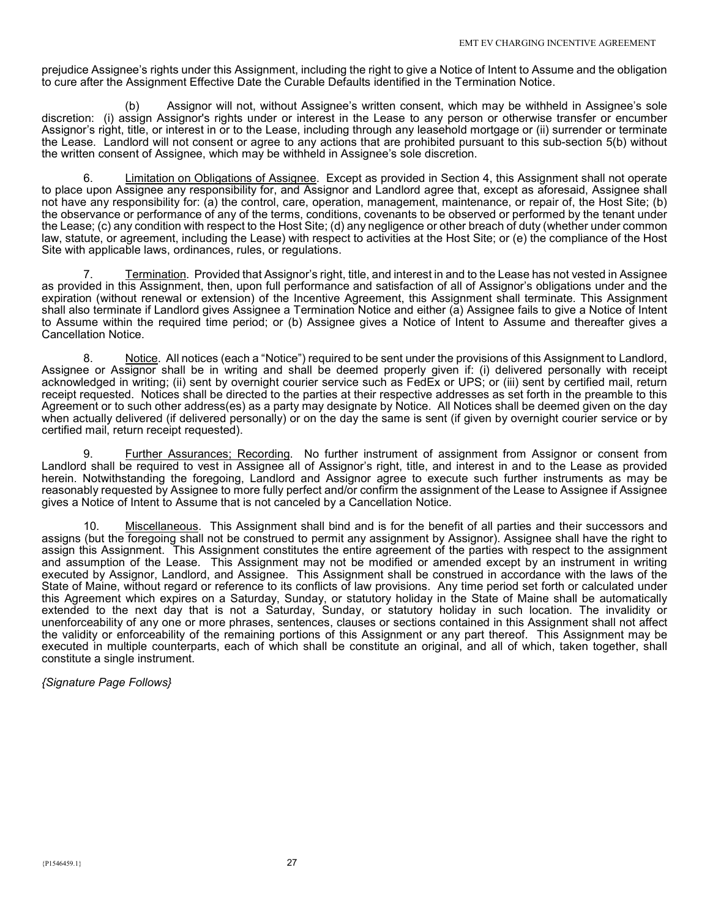prejudice Assignee's rights under this Assignment, including the right to give a Notice of Intent to Assume and the obligation to cure after the Assignment Effective Date the Curable Defaults identified in the Termination Notice.

(b) Assignor will not, without Assignee's written consent, which may be withheld in Assignee's sole discretion: (i) assign Assignor's rights under or interest in the Lease to any person or otherwise transfer or encumber Assignor's right, title, or interest in or to the Lease, including through any leasehold mortgage or (ii) surrender or terminate the Lease. Landlord will not consent or agree to any actions that are prohibited pursuant to this sub-section 5(b) without the written consent of Assignee, which may be withheld in Assignee's sole discretion.

6. Limitation on Obligations of Assignee. Except as provided in Section 4, this Assignment shall not operate to place upon Assignee any responsibility for, and Assignor and Landlord agree that, except as aforesaid, Assignee shall not have any responsibility for: (a) the control, care, operation, management, maintenance, or repair of, the Host Site; (b) the observance or performance of any of the terms, conditions, covenants to be observed or performed by the tenant under the Lease; (c) any condition with respect to the Host Site; (d) any negligence or other breach of duty (whether under common law, statute, or agreement, including the Lease) with respect to activities at the Host Site; or (e) the compliance of the Host Site with applicable laws, ordinances, rules, or regulations.

7. Termination. Provided that Assignor's right, title, and interest in and to the Lease has not vested in Assignee as provided in this Assignment, then, upon full performance and satisfaction of all of Assignor's obligations under and the expiration (without renewal or extension) of the Incentive Agreement, this Assignment shall terminate. This Assignment shall also terminate if Landlord gives Assignee a Termination Notice and either (a) Assignee fails to give a Notice of Intent to Assume within the required time period; or (b) Assignee gives a Notice of Intent to Assume and thereafter gives a Cancellation Notice.

8. Notice. All notices (each a "Notice") required to be sent under the provisions of this Assignment to Landlord, Assignee or Assignor shall be in writing and shall be deemed properly given if: (i) delivered personally with receipt acknowledged in writing; (ii) sent by overnight courier service such as FedEx or UPS; or (iii) sent by certified mail, return receipt requested. Notices shall be directed to the parties at their respective addresses as set forth in the preamble to this Agreement or to such other address(es) as a party may designate by Notice. All Notices shall be deemed given on the day when actually delivered (if delivered personally) or on the day the same is sent (if given by overnight courier service or by certified mail, return receipt requested).

9. Further Assurances; Recording. No further instrument of assignment from Assignor or consent from Landlord shall be required to vest in Assignee all of Assignor's right, title, and interest in and to the Lease as provided herein. Notwithstanding the foregoing, Landlord and Assignor agree to execute such further instruments as may be reasonably requested by Assignee to more fully perfect and/or confirm the assignment of the Lease to Assignee if Assignee gives a Notice of Intent to Assume that is not canceled by a Cancellation Notice.

10. Miscellaneous. This Assignment shall bind and is for the benefit of all parties and their successors and assigns (but the foregoing shall not be construed to permit any assignment by Assignor). Assignee shall have the right to assign this Assignment. This Assignment constitutes the entire agreement of the parties with respect to the assignment and assumption of the Lease. This Assignment may not be modified or amended except by an instrument in writing executed by Assignor, Landlord, and Assignee. This Assignment shall be construed in accordance with the laws of the State of Maine, without regard or reference to its conflicts of law provisions. Any time period set forth or calculated under this Agreement which expires on a Saturday, Sunday, or statutory holiday in the State of Maine shall be automatically extended to the next day that is not a Saturday, Sunday, or statutory holiday in such location. The invalidity or unenforceability of any one or more phrases, sentences, clauses or sections contained in this Assignment shall not affect the validity or enforceability of the remaining portions of this Assignment or any part thereof. This Assignment may be executed in multiple counterparts, each of which shall be constitute an original, and all of which, taken together, shall constitute a single instrument.

*{Signature Page Follows}*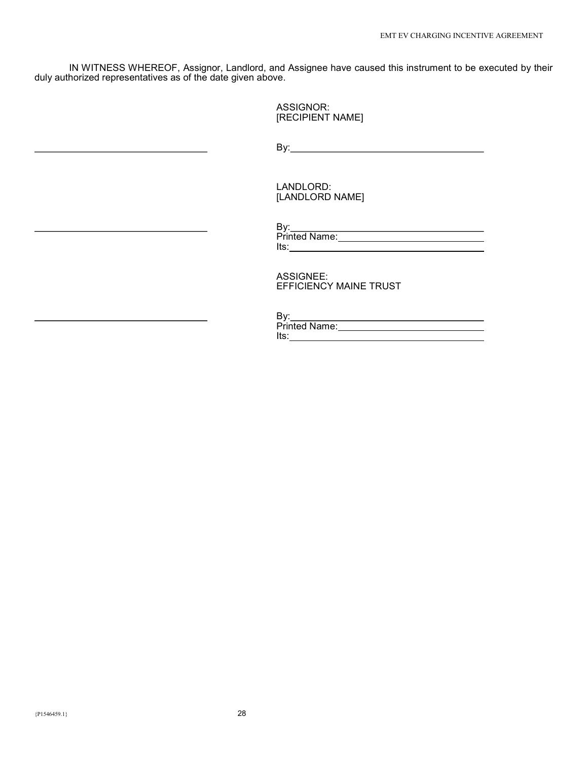IN WITNESS WHEREOF, Assignor, Landlord, and Assignee have caused this instrument to be executed by their duly authorized representatives as of the date given above.

ASSIGNOR:
[RECIPIENT NAME]

\_\_\_\_\_\_\_\_\_\_\_\_\_\_\_\_\_\_\_\_\_\_\_\_\_\_\_\_\_\_ By:\_\_\_\_\_\_\_\_\_\_\_\_\_\_\_\_\_\_\_\_\_\_\_\_\_\_\_\_\_\_

LANDLORD:
[LANDLORD NAME]

\_\_\_\_\_\_\_\_\_\_\_\_\_\_\_\_\_\_\_\_\_\_\_\_\_\_\_\_\_\_ By:\_\_\_\_\_\_\_\_\_\_\_\_\_\_\_\_\_\_\_\_\_\_\_\_\_\_\_\_\_\_
Printed Name:\_\_\_\_\_\_\_\_\_\_\_\_\_\_\_\_\_\_\_\_\_\_\_\_\_\_\_\_\_\_
Its:\_\_\_\_\_\_\_\_\_\_\_\_\_\_\_\_\_\_\_\_\_\_\_\_\_\_\_\_\_\_

ASSIGNEE:
EFFICIENCY MAINE TRUST

\_\_\_\_\_\_\_\_\_\_\_\_\_\_\_\_\_\_\_\_\_\_\_\_\_\_\_\_\_\_ By:\_\_\_\_\_\_\_\_\_\_\_\_\_\_\_\_\_\_\_\_\_\_\_\_\_\_\_\_\_\_
Printed Name:\_\_\_\_\_\_\_\_\_\_\_\_\_\_\_\_\_\_\_\_\_\_\_\_\_\_\_\_\_\_
Its:\_\_\_\_\_\_\_\_\_\_\_\_\_\_\_\_\_\_\_\_\_\_\_\_\_\_\_\_\_\_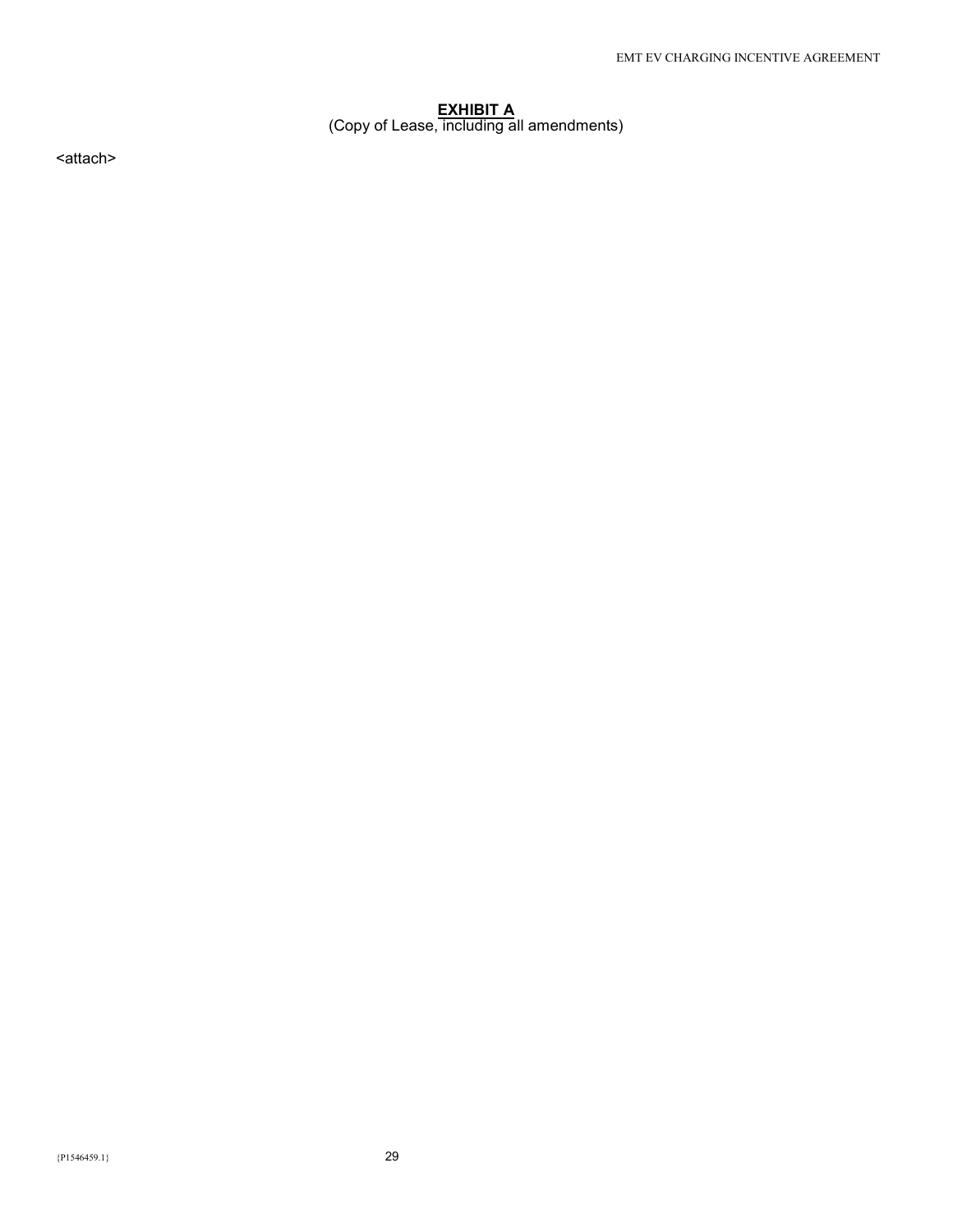## EXHIBIT A

(Copy of Lease, including all amendments)

<attach>